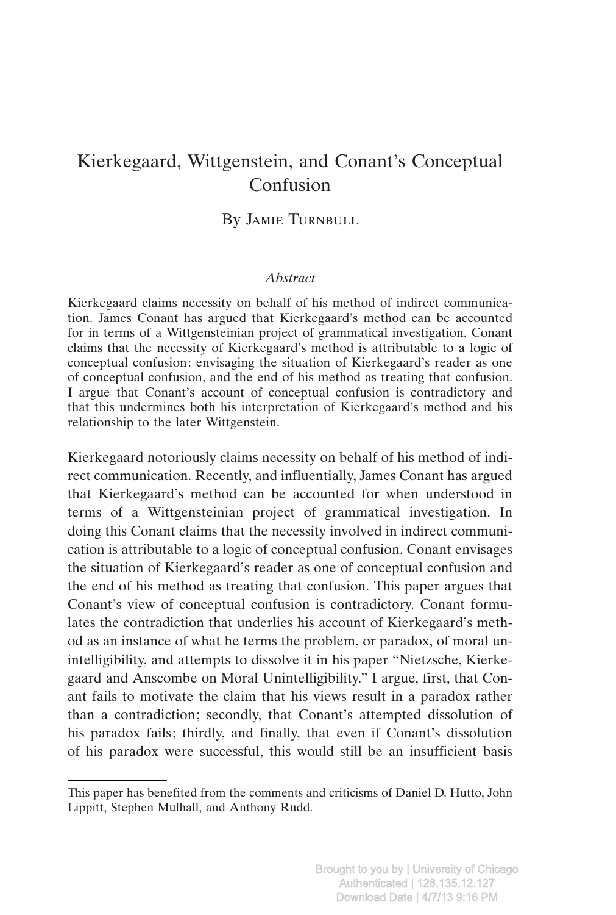# Kierkegaard, Wittgenstein, and Conant's Conceptual Confusion

By Jamie Turnbull

*Abstract*

Kierkegaard claims necessity on behalf of his method of indirect communication. James Conant has argued that Kierkegaard's method can be accounted for in terms of a Wittgensteinian project of grammatical investigation. Conant claims that the necessity of Kierkegaard's method is attributable to a logic of conceptual confusion: envisaging the situation of Kierkegaard's reader as one of conceptual confusion, and the end of his method as treating that confusion. I argue that Conant's account of conceptual confusion is contradictory and that this undermines both his interpretation of Kierkegaard's method and his relationship to the later Wittgenstein.

Kierkegaard notoriously claims necessity on behalf of his method of indirect communication. Recently, and influentially, James Conant has argued that Kierkegaard's method can be accounted for when understood in terms of a Wittgensteinian project of grammatical investigation. In doing this Conant claims that the necessity involved in indirect communication is attributable to a logic of conceptual confusion. Conant envisages the situation of Kierkegaard's reader as one of conceptual confusion and the end of his method as treating that confusion. This paper argues that Conant's view of conceptual confusion is contradictory. Conant formulates the contradiction that underlies his account of Kierkegaard's method as an instance of what he terms the problem, or paradox, of moral unintelligibility, and attempts to dissolve it in his paper "Nietzsche, Kierkegaard and Anscombe on Moral Unintelligibility." I argue, first, that Conant fails to motivate the claim that his views result in a paradox rather than a contradiction; secondly, that Conant's attempted dissolution of his paradox fails; thirdly, and finally, that even if Conant's dissolution of his paradox were successful, this would still be an insufficient basis

This paper has benefited from the comments and criticisms of Daniel D. Hutto, John Lippitt, Stephen Mulhall, and Anthony Rudd.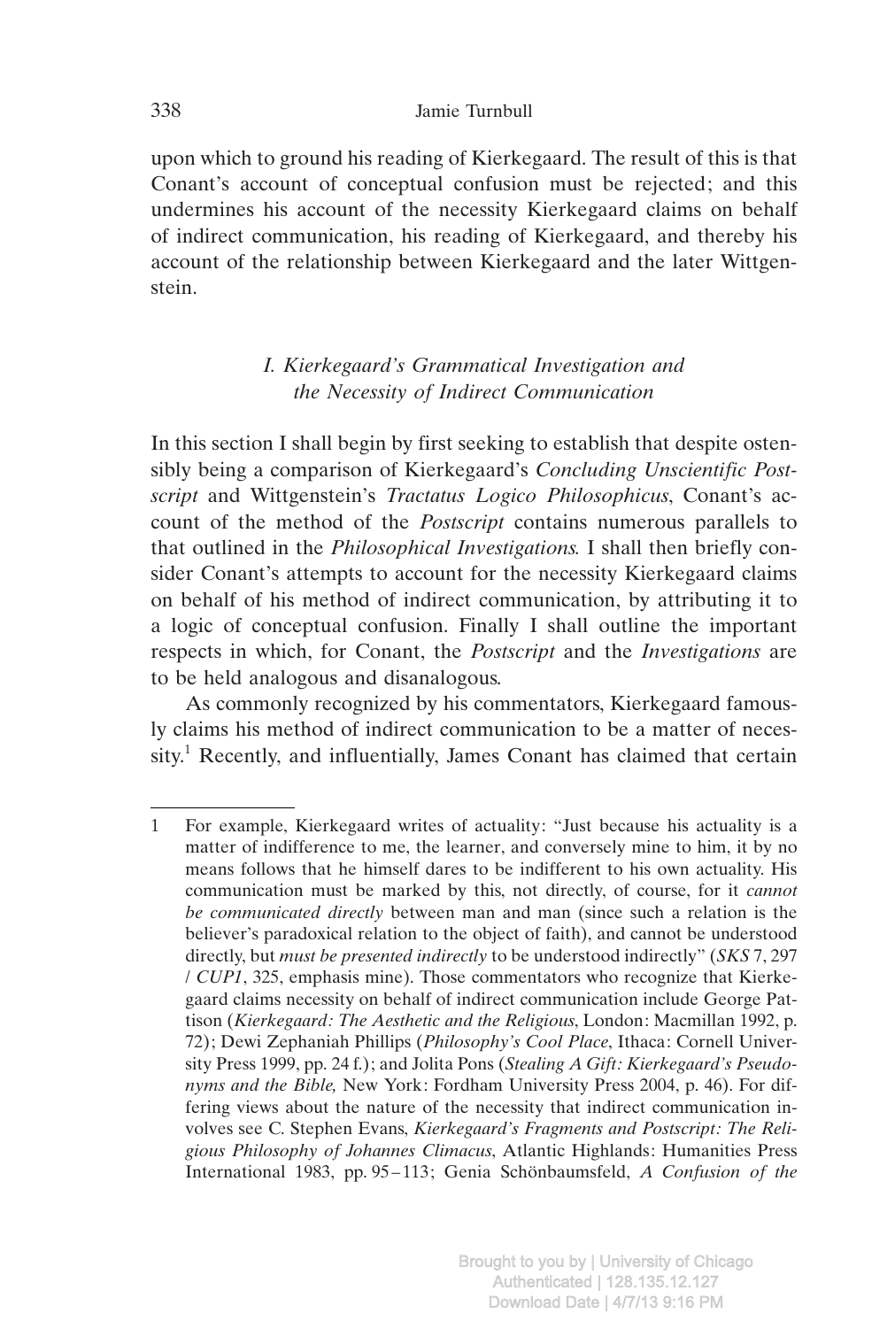upon which to ground his reading of Kierkegaard. The result of this is that Conant's account of conceptual confusion must be rejected; and this undermines his account of the necessity Kierkegaard claims on behalf of indirect communication, his reading of Kierkegaard, and thereby his account of the relationship between Kierkegaard and the later Wittgenstein.

## *I. Kierkegaard's Grammatical Investigation and the Necessity of Indirect Communication*

In this section I shall begin by first seeking to establish that despite ostensibly being a comparison of Kierkegaard's *Concluding Unscientific Postscript* and Wittgenstein's *Tractatus Logico Philosophicus*, Conant's account of the method of the *Postscript* contains numerous parallels to that outlined in the *Philosophical Investigations.* I shall then briefly consider Conant's attempts to account for the necessity Kierkegaard claims on behalf of his method of indirect communication, by attributing it to a logic of conceptual confusion. Finally I shall outline the important respects in which, for Conant, the *Postscript* and the *Investigations* are to be held analogous and disanalogous.

As commonly recognized by his commentators, Kierkegaard famously claims his method of indirect communication to be a matter of necessity.[1] Recently, and influentially, James Conant has claimed that certain

---

1 For example, Kierkegaard writes of actuality: "Just because his actuality is a matter of indifference to me, the learner, and conversely mine to him, it by no means follows that he himself dares to be indifferent to his own actuality. His communication must be marked by this, not directly, of course, for it *cannot be communicated directly* between man and man (since such a relation is the believer's paradoxical relation to the object of faith), and cannot be understood directly, but *must be presented indirectly* to be understood indirectly" (*SKS* 7, 297 / *CUP1*, 325, emphasis mine). Those commentators who recognize that Kierkegaard claims necessity on behalf of indirect communication include George Pattison (*Kierkegaard: The Aesthetic and the Religious*, London: Macmillan 1992, p. 72); Dewi Zephaniah Phillips (*Philosophy's Cool Place*, Ithaca: Cornell University Press 1999, pp. 24 f.); and Jolita Pons (*Stealing A Gift: Kierkegaard's Pseudonyms and the Bible,* New York: Fordham University Press 2004, p. 46). For differing views about the nature of the necessity that indirect communication involves see C. Stephen Evans, *Kierkegaard's Fragments and Postscript: The Religious Philosophy of Johannes Climacus*, Atlantic Highlands: Humanities Press International 1983, pp. 95–113; Genia Schönbaumsfeld, *A Confusion of the*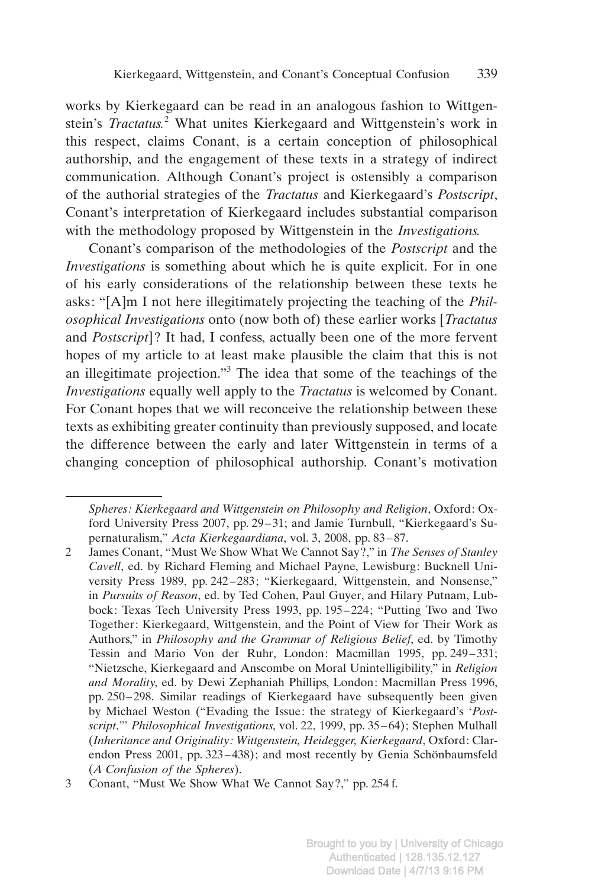works by Kierkegaard can be read in an analogous fashion to Wittgenstein's *Tractatus*.[2] What unites Kierkegaard and Wittgenstein's work in this respect, claims Conant, is a certain conception of philosophical authorship, and the engagement of these texts in a strategy of indirect communication. Although Conant's project is ostensibly a comparison of the authorial strategies of the *Tractatus* and Kierkegaard's *Postscript*, Conant's interpretation of Kierkegaard includes substantial comparison with the methodology proposed by Wittgenstein in the *Investigations*.

Conant's comparison of the methodologies of the *Postscript* and the *Investigations* is something about which he is quite explicit. For in one of his early considerations of the relationship between these texts he asks: "[A]m I not here illegitimately projecting the teaching of the *Philosophical Investigations* onto (now both of) these earlier works [*Tractatus* and *Postscript*]? It had, I confess, actually been one of the more fervent hopes of my article to at least make plausible the claim that this is not an illegitimate projection."[3] The idea that some of the teachings of the *Investigations* equally well apply to the *Tractatus* is welcomed by Conant. For Conant hopes that we will reconceive the relationship between these texts as exhibiting greater continuity than previously supposed, and locate the difference between the early and later Wittgenstein in terms of a changing conception of philosophical authorship. Conant's motivation

---

*Spheres: Kierkegaard and Wittgenstein on Philosophy and Religion*, Oxford: Oxford University Press 2007, pp. 29–31; and Jamie Turnbull, "Kierkegaard's Supernaturalism," *Acta Kierkegaardiana*, vol. 3, 2008, pp. 83–87.

2 James Conant, "Must We Show What We Cannot Say?," in *The Senses of Stanley Cavell*, ed. by Richard Fleming and Michael Payne, Lewisburg: Bucknell University Press 1989, pp. 242–283; "Kierkegaard, Wittgenstein, and Nonsense," in *Pursuits of Reason*, ed. by Ted Cohen, Paul Guyer, and Hilary Putnam, Lubbock: Texas Tech University Press 1993, pp. 195–224; "Putting Two and Two Together: Kierkegaard, Wittgenstein, and the Point of View for Their Work as Authors," in *Philosophy and the Grammar of Religious Belief*, ed. by Timothy Tessin and Mario Von der Ruhr, London: Macmillan 1995, pp. 249–331; "Nietzsche, Kierkegaard and Anscombe on Moral Unintelligibility," in *Religion and Morality*, ed. by Dewi Zephaniah Phillips, London: Macmillan Press 1996, pp. 250–298. Similar readings of Kierkegaard have subsequently been given by Michael Weston ("Evading the Issue: the strategy of Kierkegaard's '*Postscript*,'" *Philosophical Investigations*, vol. 22, 1999, pp. 35–64); Stephen Mulhall (*Inheritance and Originality: Wittgenstein, Heidegger, Kierkegaard*, Oxford: Clarendon Press 2001, pp. 323–438); and most recently by Genia Schönbaumsfeld (*A Confusion of the Spheres*).

3 Conant, "Must We Show What We Cannot Say?," pp. 254 f.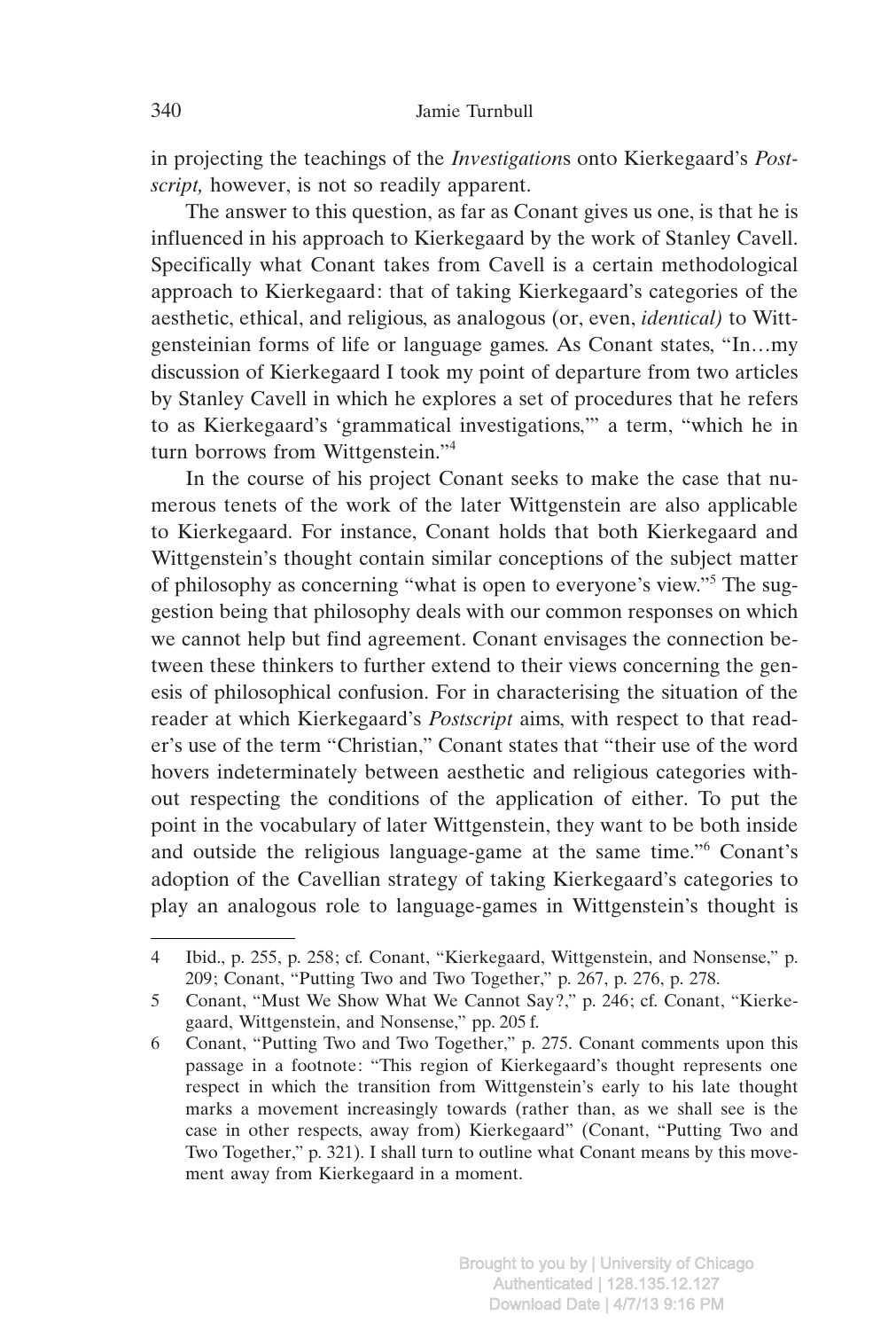in projecting the teachings of the *Investigation*s onto Kierkegaard's *Postscript,* however, is not so readily apparent.

The answer to this question, as far as Conant gives us one, is that he is influenced in his approach to Kierkegaard by the work of Stanley Cavell. Specifically what Conant takes from Cavell is a certain methodological approach to Kierkegaard: that of taking Kierkegaard's categories of the aesthetic, ethical, and religious, as analogous (or, even, *identical)* to Wittgensteinian forms of life or language games. As Conant states, "In…my discussion of Kierkegaard I took my point of departure from two articles by Stanley Cavell in which he explores a set of procedures that he refers to as Kierkegaard's 'grammatical investigations,'" a term, "which he in turn borrows from Wittgenstein."[4]

In the course of his project Conant seeks to make the case that numerous tenets of the work of the later Wittgenstein are also applicable to Kierkegaard. For instance, Conant holds that both Kierkegaard and Wittgenstein's thought contain similar conceptions of the subject matter of philosophy as concerning "what is open to everyone's view."[5] The suggestion being that philosophy deals with our common responses on which we cannot help but find agreement. Conant envisages the connection between these thinkers to further extend to their views concerning the genesis of philosophical confusion. For in characterising the situation of the reader at which Kierkegaard's *Postscript* aims, with respect to that reader's use of the term "Christian," Conant states that "their use of the word hovers indeterminately between aesthetic and religious categories without respecting the conditions of the application of either. To put the point in the vocabulary of later Wittgenstein, they want to be both inside and outside the religious language-game at the same time."[6] Conant's adoption of the Cavellian strategy of taking Kierkegaard's categories to play an analogous role to language-games in Wittgenstein's thought is

---

4 Ibid., p. 255, p. 258; cf. Conant, "Kierkegaard, Wittgenstein, and Nonsense," p. 209; Conant, "Putting Two and Two Together," p. 267, p. 276, p. 278.

5 Conant, "Must We Show What We Cannot Say?," p. 246; cf. Conant, "Kierkegaard, Wittgenstein, and Nonsense," pp. 205 f.

6 Conant, "Putting Two and Two Together," p. 275. Conant comments upon this passage in a footnote: "This region of Kierkegaard's thought represents one respect in which the transition from Wittgenstein's early to his late thought marks a movement increasingly towards (rather than, as we shall see is the case in other respects, away from) Kierkegaard" (Conant, "Putting Two and Two Together," p. 321). I shall turn to outline what Conant means by this movement away from Kierkegaard in a moment.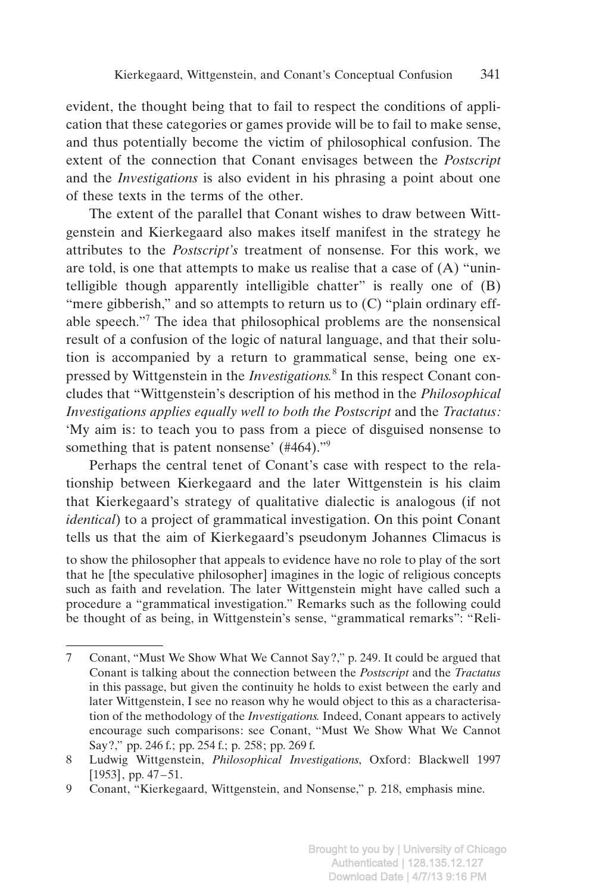evident, the thought being that to fail to respect the conditions of application that these categories or games provide will be to fail to make sense, and thus potentially become the victim of philosophical confusion. The extent of the connection that Conant envisages between the *Postscript* and the *Investigations* is also evident in his phrasing a point about one of these texts in the terms of the other.

The extent of the parallel that Conant wishes to draw between Wittgenstein and Kierkegaard also makes itself manifest in the strategy he attributes to the *Postscript's* treatment of nonsense. For this work, we are told, is one that attempts to make us realise that a case of (A) "unintelligible though apparently intelligible chatter" is really one of (B) "mere gibberish," and so attempts to return us to (C) "plain ordinary effable speech."[7] The idea that philosophical problems are the nonsensical result of a confusion of the logic of natural language, and that their solution is accompanied by a return to grammatical sense, being one expressed by Wittgenstein in the *Investigations*.[8] In this respect Conant concludes that "Wittgenstein's description of his method in the *Philosophical Investigations applies equally well to both the Postscript* and the *Tractatus:* 'My aim is: to teach you to pass from a piece of disguised nonsense to something that is patent nonsense' (#464)."[9]

Perhaps the central tenet of Conant's case with respect to the relationship between Kierkegaard and the later Wittgenstein is his claim that Kierkegaard's strategy of qualitative dialectic is analogous (if not *identical*) to a project of grammatical investigation. On this point Conant tells us that the aim of Kierkegaard's pseudonym Johannes Climacus is

> to show the philosopher that appeals to evidence have no role to play of the sort that he [the speculative philosopher] imagines in the logic of religious concepts such as faith and revelation. The later Wittgenstein might have called such a procedure a "grammatical investigation." Remarks such as the following could be thought of as being, in Wittgenstein's sense, "grammatical remarks": "Reli-

---

7 Conant, "Must We Show What We Cannot Say?," p. 249. It could be argued that Conant is talking about the connection between the *Postscript* and the *Tractatus* in this passage, but given the continuity he holds to exist between the early and later Wittgenstein, I see no reason why he would object to this as a characterisation of the methodology of the *Investigations*. Indeed, Conant appears to actively encourage such comparisons: see Conant, "Must We Show What We Cannot Say?," pp. 246 f.; pp. 254 f.; p. 258; pp. 269 f.

8 Ludwig Wittgenstein, *Philosophical Investigations*, Oxford: Blackwell 1997 [1953], pp. 47–51.

9 Conant, "Kierkegaard, Wittgenstein, and Nonsense," p. 218, emphasis mine.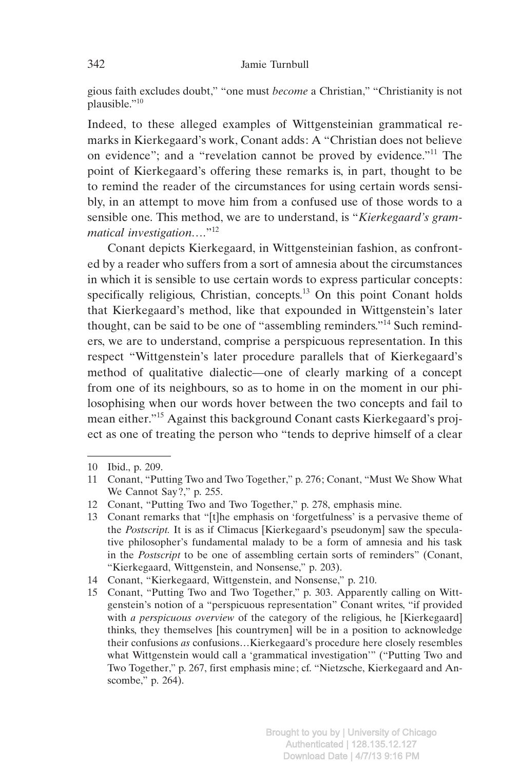gious faith excludes doubt," "one must *become* a Christian," "Christianity is not plausible."[10]

Indeed, to these alleged examples of Wittgensteinian grammatical remarks in Kierkegaard's work, Conant adds: A "Christian does not believe on evidence"; and a "revelation cannot be proved by evidence."[11] The point of Kierkegaard's offering these remarks is, in part, thought to be to remind the reader of the circumstances for using certain words sensibly, in an attempt to move him from a confused use of those words to a sensible one. This method, we are to understand, is "*Kierkegaard's grammatical investigation*…."[12]

Conant depicts Kierkegaard, in Wittgensteinian fashion, as confronted by a reader who suffers from a sort of amnesia about the circumstances in which it is sensible to use certain words to express particular concepts: specifically religious, Christian, concepts.[13] On this point Conant holds that Kierkegaard's method, like that expounded in Wittgenstein's later thought, can be said to be one of "assembling reminders."[14] Such reminders, we are to understand, comprise a perspicuous representation. In this respect "Wittgenstein's later procedure parallels that of Kierkegaard's method of qualitative dialectic—one of clearly marking of a concept from one of its neighbours, so as to home in on the moment in our philosophising when our words hover between the two concepts and fail to mean either."[15] Against this background Conant casts Kierkegaard's project as one of treating the person who "tends to deprive himself of a clear

---

10 Ibid., p. 209.

11 Conant, "Putting Two and Two Together," p. 276; Conant, "Must We Show What We Cannot Say?," p. 255.

12 Conant, "Putting Two and Two Together," p. 278, emphasis mine.

13 Conant remarks that "[t]he emphasis on 'forgetfulness' is a pervasive theme of the *Postscript.* It is as if Climacus [Kierkegaard's pseudonym] saw the speculative philosopher's fundamental malady to be a form of amnesia and his task in the *Postscript* to be one of assembling certain sorts of reminders" (Conant, "Kierkegaard, Wittgenstein, and Nonsense," p. 203).

14 Conant, "Kierkegaard, Wittgenstein, and Nonsense," p. 210.

15 Conant, "Putting Two and Two Together," p. 303. Apparently calling on Wittgenstein's notion of a "perspicuous representation" Conant writes, "if provided with *a perspicuous overview* of the category of the religious, he [Kierkegaard] thinks, they themselves [his countrymen] will be in a position to acknowledge their confusions *as* confusions…Kierkegaard's procedure here closely resembles what Wittgenstein would call a 'grammatical investigation'" ("Putting Two and Two Together," p. 267, first emphasis mine; cf. "Nietzsche, Kierkegaard and Anscombe," p. 264).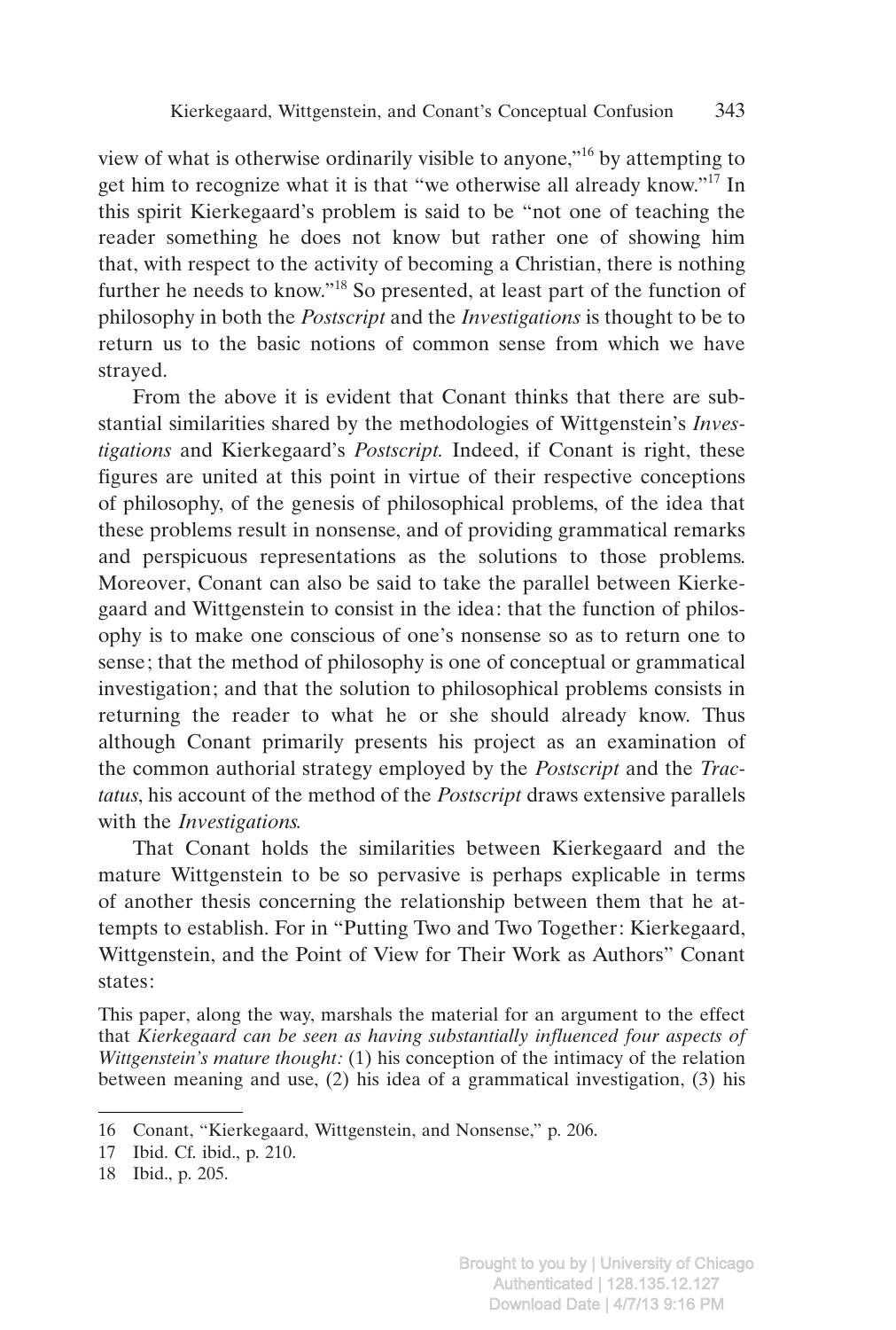view of what is otherwise ordinarily visible to anyone,"[16] by attempting to get him to recognize what it is that "we otherwise all already know."[17] In this spirit Kierkegaard's problem is said to be "not one of teaching the reader something he does not know but rather one of showing him that, with respect to the activity of becoming a Christian, there is nothing further he needs to know."[18] So presented, at least part of the function of philosophy in both the *Postscript* and the *Investigations* is thought to be to return us to the basic notions of common sense from which we have strayed.

From the above it is evident that Conant thinks that there are substantial similarities shared by the methodologies of Wittgenstein's *Investigations* and Kierkegaard's *Postscript.* Indeed, if Conant is right, these figures are united at this point in virtue of their respective conceptions of philosophy, of the genesis of philosophical problems, of the idea that these problems result in nonsense, and of providing grammatical remarks and perspicuous representations as the solutions to those problems. Moreover, Conant can also be said to take the parallel between Kierkegaard and Wittgenstein to consist in the idea: that the function of philosophy is to make one conscious of one's nonsense so as to return one to sense; that the method of philosophy is one of conceptual or grammatical investigation; and that the solution to philosophical problems consists in returning the reader to what he or she should already know. Thus although Conant primarily presents his project as an examination of the common authorial strategy employed by the *Postscript* and the *Tractatus*, his account of the method of the *Postscript* draws extensive parallels with the *Investigations.*

That Conant holds the similarities between Kierkegaard and the mature Wittgenstein to be so pervasive is perhaps explicable in terms of another thesis concerning the relationship between them that he attempts to establish. For in "Putting Two and Two Together: Kierkegaard, Wittgenstein, and the Point of View for Their Work as Authors" Conant states:

This paper, along the way, marshals the material for an argument to the effect that *Kierkegaard can be seen as having substantially influenced four aspects of Wittgenstein's mature thought:* (1) his conception of the intimacy of the relation between meaning and use, (2) his idea of a grammatical investigation, (3) his

---

16 Conant, "Kierkegaard, Wittgenstein, and Nonsense," p. 206.

17 Ibid. Cf. ibid., p. 210.

18 Ibid., p. 205.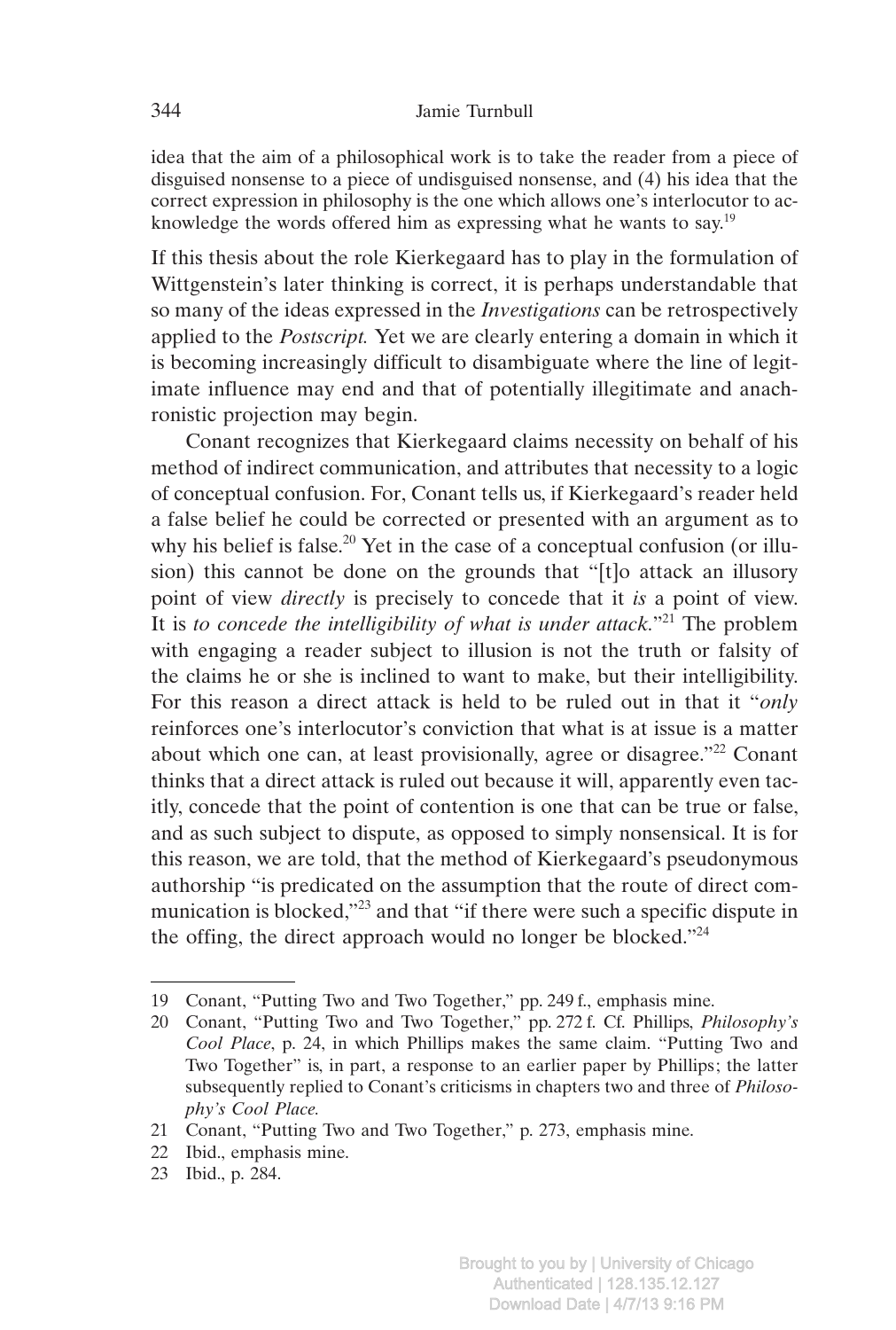idea that the aim of a philosophical work is to take the reader from a piece of disguised nonsense to a piece of undisguised nonsense, and (4) his idea that the correct expression in philosophy is the one which allows one's interlocutor to acknowledge the words offered him as expressing what he wants to say.[19]

If this thesis about the role Kierkegaard has to play in the formulation of Wittgenstein's later thinking is correct, it is perhaps understandable that so many of the ideas expressed in the *Investigations* can be retrospectively applied to the *Postscript.* Yet we are clearly entering a domain in which it is becoming increasingly difficult to disambiguate where the line of legitimate influence may end and that of potentially illegitimate and anachronistic projection may begin.

Conant recognizes that Kierkegaard claims necessity on behalf of his method of indirect communication, and attributes that necessity to a logic of conceptual confusion. For, Conant tells us, if Kierkegaard's reader held a false belief he could be corrected or presented with an argument as to why his belief is false.[20] Yet in the case of a conceptual confusion (or illusion) this cannot be done on the grounds that "[t]o attack an illusory point of view *directly* is precisely to concede that it *is* a point of view. It is *to concede the intelligibility of what is under attack.*"[21] The problem with engaging a reader subject to illusion is not the truth or falsity of the claims he or she is inclined to want to make, but their intelligibility. For this reason a direct attack is held to be ruled out in that it "*only* reinforces one's interlocutor's conviction that what is at issue is a matter about which one can, at least provisionally, agree or disagree."[22] Conant thinks that a direct attack is ruled out because it will, apparently even tacitly, concede that the point of contention is one that can be true or false, and as such subject to dispute, as opposed to simply nonsensical. It is for this reason, we are told, that the method of Kierkegaard's pseudonymous authorship "is predicated on the assumption that the route of direct communication is blocked,"[23] and that "if there were such a specific dispute in the offing, the direct approach would no longer be blocked."[24]

---

19 Conant, "Putting Two and Two Together," pp. 249 f., emphasis mine.

20 Conant, "Putting Two and Two Together," pp. 272 f. Cf. Phillips, *Philosophy's Cool Place*, p. 24, in which Phillips makes the same claim. "Putting Two and Two Together" is, in part, a response to an earlier paper by Phillips; the latter subsequently replied to Conant's criticisms in chapters two and three of *Philosophy's Cool Place.*

21 Conant, "Putting Two and Two Together," p. 273, emphasis mine.

22 Ibid., emphasis mine.

23 Ibid., p. 284.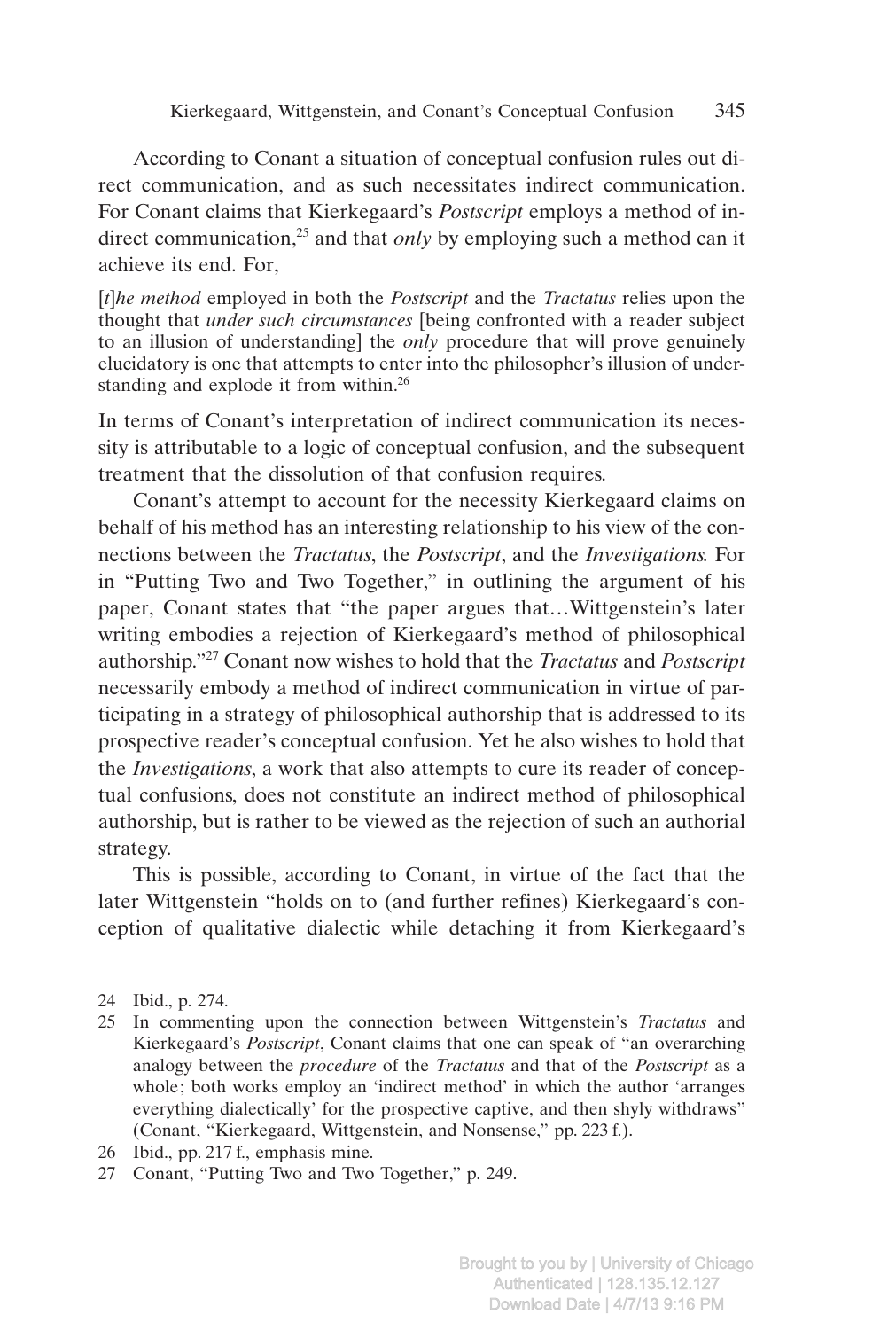According to Conant a situation of conceptual confusion rules out direct communication, and as such necessitates indirect communication. For Conant claims that Kierkegaard's *Postscript* employs a method of indirect communication,[25] and that *only* by employing such a method can it achieve its end. For,

> [*t*]*he method* employed in both the *Postscript* and the *Tractatus* relies upon the thought that *under such circumstances* [being confronted with a reader subject to an illusion of understanding] the *only* procedure that will prove genuinely elucidatory is one that attempts to enter into the philosopher's illusion of understanding and explode it from within.[26]

In terms of Conant's interpretation of indirect communication its necessity is attributable to a logic of conceptual confusion, and the subsequent treatment that the dissolution of that confusion requires.

Conant's attempt to account for the necessity Kierkegaard claims on behalf of his method has an interesting relationship to his view of the connections between the *Tractatus*, the *Postscript*, and the *Investigations*. For in "Putting Two and Two Together," in outlining the argument of his paper, Conant states that "the paper argues that…Wittgenstein's later writing embodies a rejection of Kierkegaard's method of philosophical authorship."[27] Conant now wishes to hold that the *Tractatus* and *Postscript* necessarily embody a method of indirect communication in virtue of participating in a strategy of philosophical authorship that is addressed to its prospective reader's conceptual confusion. Yet he also wishes to hold that the *Investigations*, a work that also attempts to cure its reader of conceptual confusions, does not constitute an indirect method of philosophical authorship, but is rather to be viewed as the rejection of such an authorial strategy.

This is possible, according to Conant, in virtue of the fact that the later Wittgenstein "holds on to (and further refines) Kierkegaard's conception of qualitative dialectic while detaching it from Kierkegaard's

---

24 Ibid., p. 274.

25 In commenting upon the connection between Wittgenstein's *Tractatus* and Kierkegaard's *Postscript*, Conant claims that one can speak of "an overarching analogy between the *procedure* of the *Tractatus* and that of the *Postscript* as a whole; both works employ an 'indirect method' in which the author 'arranges everything dialectically' for the prospective captive, and then shyly withdraws" (Conant, "Kierkegaard, Wittgenstein, and Nonsense," pp. 223 f.).

26 Ibid., pp. 217 f., emphasis mine.

27 Conant, "Putting Two and Two Together," p. 249.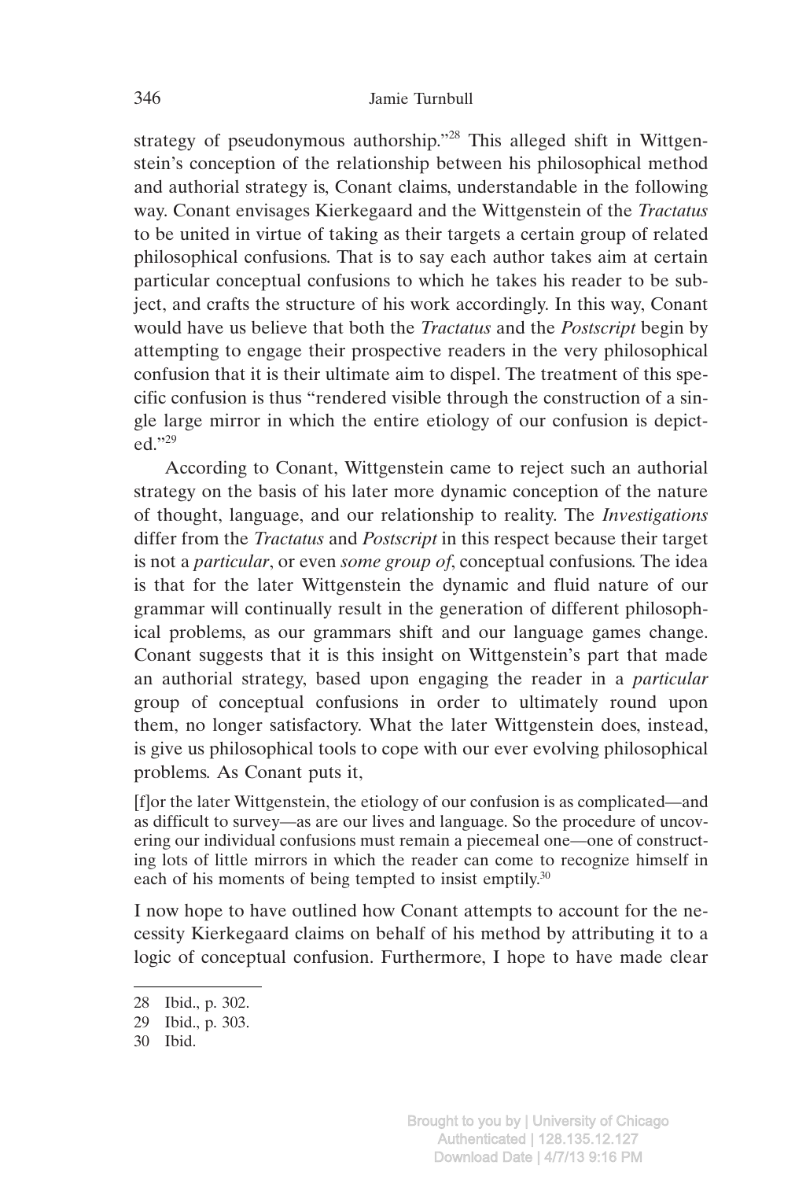strategy of pseudonymous authorship."[28] This alleged shift in Wittgenstein's conception of the relationship between his philosophical method and authorial strategy is, Conant claims, understandable in the following way. Conant envisages Kierkegaard and the Wittgenstein of the *Tractatus* to be united in virtue of taking as their targets a certain group of related philosophical confusions. That is to say each author takes aim at certain particular conceptual confusions to which he takes his reader to be subject, and crafts the structure of his work accordingly. In this way, Conant would have us believe that both the *Tractatus* and the *Postscript* begin by attempting to engage their prospective readers in the very philosophical confusion that it is their ultimate aim to dispel. The treatment of this specific confusion is thus "rendered visible through the construction of a single large mirror in which the entire etiology of our confusion is depicted."[29]

According to Conant, Wittgenstein came to reject such an authorial strategy on the basis of his later more dynamic conception of the nature of thought, language, and our relationship to reality. The *Investigations* differ from the *Tractatus* and *Postscript* in this respect because their target is not a *particular*, or even *some group of*, conceptual confusions. The idea is that for the later Wittgenstein the dynamic and fluid nature of our grammar will continually result in the generation of different philosophical problems, as our grammars shift and our language games change. Conant suggests that it is this insight on Wittgenstein's part that made an authorial strategy, based upon engaging the reader in a *particular* group of conceptual confusions in order to ultimately round upon them, no longer satisfactory. What the later Wittgenstein does, instead, is give us philosophical tools to cope with our ever evolving philosophical problems. As Conant puts it,

> [f]or the later Wittgenstein, the etiology of our confusion is as complicated—and as difficult to survey—as are our lives and language. So the procedure of uncovering our individual confusions must remain a piecemeal one—one of constructing lots of little mirrors in which the reader can come to recognize himself in each of his moments of being tempted to insist emptily.[30]

I now hope to have outlined how Conant attempts to account for the necessity Kierkegaard claims on behalf of his method by attributing it to a logic of conceptual confusion. Furthermore, I hope to have made clear

---

28 Ibid., p. 302.

29 Ibid., p. 303.

30 Ibid.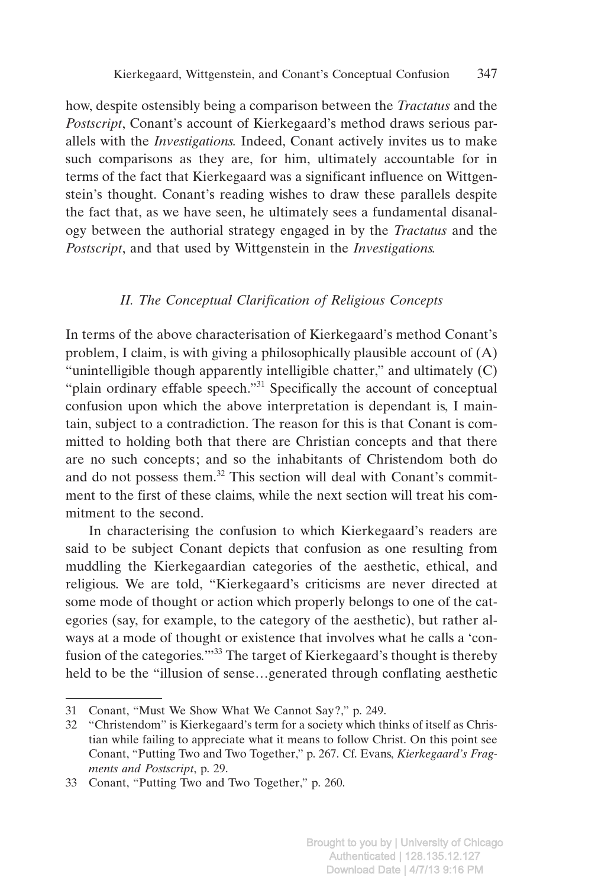how, despite ostensibly being a comparison between the *Tractatus* and the *Postscript*, Conant's account of Kierkegaard's method draws serious parallels with the *Investigations*. Indeed, Conant actively invites us to make such comparisons as they are, for him, ultimately accountable for in terms of the fact that Kierkegaard was a significant influence on Wittgenstein's thought. Conant's reading wishes to draw these parallels despite the fact that, as we have seen, he ultimately sees a fundamental disanalogy between the authorial strategy engaged in by the *Tractatus* and the *Postscript*, and that used by Wittgenstein in the *Investigations*.

## *II. The Conceptual Clarification of Religious Concepts*

In terms of the above characterisation of Kierkegaard's method Conant's problem, I claim, is with giving a philosophically plausible account of (A) "unintelligible though apparently intelligible chatter," and ultimately (C) "plain ordinary effable speech."[31] Specifically the account of conceptual confusion upon which the above interpretation is dependant is, I maintain, subject to a contradiction. The reason for this is that Conant is committed to holding both that there are Christian concepts and that there are no such concepts; and so the inhabitants of Christendom both do and do not possess them.[32] This section will deal with Conant's commitment to the first of these claims, while the next section will treat his commitment to the second.

In characterising the confusion to which Kierkegaard's readers are said to be subject Conant depicts that confusion as one resulting from muddling the Kierkegaardian categories of the aesthetic, ethical, and religious. We are told, "Kierkegaard's criticisms are never directed at some mode of thought or action which properly belongs to one of the categories (say, for example, to the category of the aesthetic), but rather always at a mode of thought or existence that involves what he calls a 'confusion of the categories.'"[33] The target of Kierkegaard's thought is thereby held to be the "illusion of sense…generated through conflating aesthetic

---

31 Conant, "Must We Show What We Cannot Say?," p. 249.

32 "Christendom" is Kierkegaard's term for a society which thinks of itself as Christian while failing to appreciate what it means to follow Christ. On this point see Conant, "Putting Two and Two Together," p. 267. Cf. Evans, *Kierkegaard's Fragments and Postscript*, p. 29.

33 Conant, "Putting Two and Two Together," p. 260.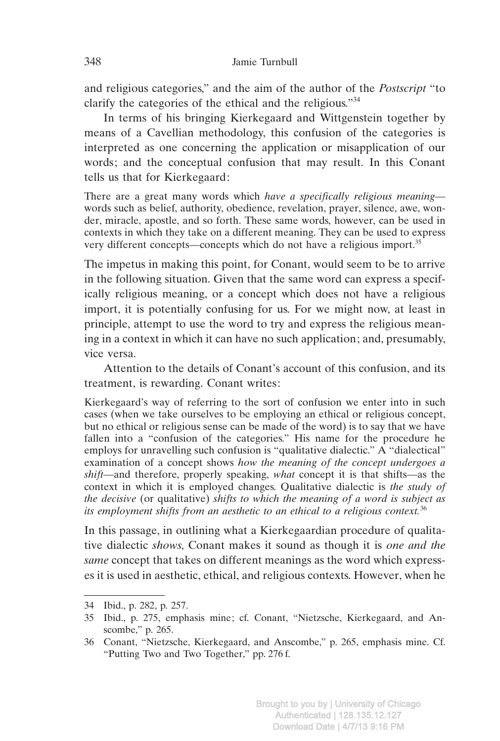and religious categories," and the aim of the author of the *Postscript* "to clarify the categories of the ethical and the religious."[34]

In terms of his bringing Kierkegaard and Wittgenstein together by means of a Cavellian methodology, this confusion of the categories is interpreted as one concerning the application or misapplication of our words; and the conceptual confusion that may result. In this Conant tells us that for Kierkegaard:

> There are a great many words which *have a specifically religious meaning*—words such as belief, authority, obedience, revelation, prayer, silence, awe, wonder, miracle, apostle, and so forth. These same words, however, can be used in contexts in which they take on a different meaning. They can be used to express very different concepts—concepts which do not have a religious import.[35]

The impetus in making this point, for Conant, would seem to be to arrive in the following situation. Given that the same word can express a specifically religious meaning, or a concept which does not have a religious import, it is potentially confusing for us. For we might now, at least in principle, attempt to use the word to try and express the religious meaning in a context in which it can have no such application; and, presumably, vice versa.

Attention to the details of Conant's account of this confusion, and its treatment, is rewarding. Conant writes:

> Kierkegaard's way of referring to the sort of confusion we enter into in such cases (when we take ourselves to be employing an ethical or religious concept, but no ethical or religious sense can be made of the word) is to say that we have fallen into a "confusion of the categories." His name for the procedure he employs for unravelling such confusion is "qualitative dialectic." A "dialectical" examination of a concept shows *how the meaning of the concept undergoes a shift*—and therefore, properly speaking, *what* concept it is that shifts—as the context in which it is employed changes. Qualitative dialectic is *the study of the decisive* (or qualitative) *shifts to which the meaning of a word is subject as its employment shifts from an aesthetic to an ethical to a religious context.*[36]

In this passage, in outlining what a Kierkegaardian procedure of qualitative dialectic *shows*, Conant makes it sound as though it is *one and the same* concept that takes on different meanings as the word which expresses it is used in aesthetic, ethical, and religious contexts. However, when he

---

34 Ibid., p. 282, p. 257.

35 Ibid., p. 275, emphasis mine; cf. Conant, "Nietzsche, Kierkegaard, and Anscombe," p. 265.

36 Conant, "Nietzsche, Kierkegaard, and Anscombe," p. 265, emphasis mine. Cf. "Putting Two and Two Together," pp. 276 f.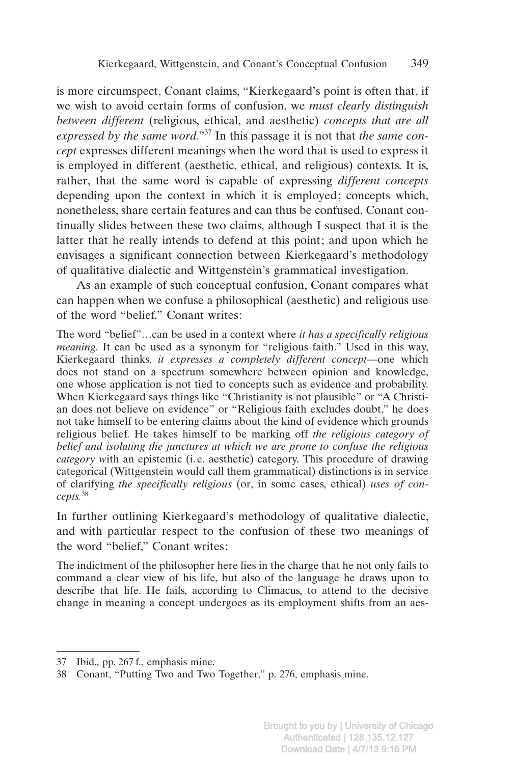is more circumspect, Conant claims, "Kierkegaard's point is often that, if we wish to avoid certain forms of confusion, we *must clearly distinguish between different* (religious, ethical, and aesthetic) *concepts that are all expressed by the same word.*"[37] In this passage it is not that *the same concept* expresses different meanings when the word that is used to express it is employed in different (aesthetic, ethical, and religious) contexts. It is, rather, that the same word is capable of expressing *different concepts* depending upon the context in which it is employed; concepts which, nonetheless, share certain features and can thus be confused. Conant continually slides between these two claims, although I suspect that it is the latter that he really intends to defend at this point; and upon which he envisages a significant connection between Kierkegaard's methodology of qualitative dialectic and Wittgenstein's grammatical investigation.

As an example of such conceptual confusion, Conant compares what can happen when we confuse a philosophical (aesthetic) and religious use of the word "belief." Conant writes:

> The word "belief"…can be used in a context where *it has a specifically religious meaning.* It can be used as a synonym for "religious faith." Used in this way, Kierkegaard thinks, *it expresses a completely different concept*—one which does not stand on a spectrum somewhere between opinion and knowledge, one whose application is not tied to concepts such as evidence and probability. When Kierkegaard says things like "Christianity is not plausible" or "A Christian does not believe on evidence" or "Religious faith excludes doubt," he does not take himself to be entering claims about the kind of evidence which grounds religious belief. He takes himself to be marking off *the religious category of belief and isolating the junctures at which we are prone to confuse the religious category w*ith an epistemic (i. e. aesthetic) category. This procedure of drawing categorical (Wittgenstein would call them grammatical) distinctions is in service of clarifying *the specifically religious* (or, in some cases, ethical) *uses of concepts.*[38]

In further outlining Kierkegaard's methodology of qualitative dialectic, and with particular respect to the confusion of these two meanings of the word "belief," Conant writes:

> The indictment of the philosopher here lies in the charge that he not only fails to command a clear view of his life, but also of the language he draws upon to describe that life. He fails, according to Climacus, to attend to the decisive change in meaning a concept undergoes as its employment shifts from an aes-

---

37 Ibid., pp. 267 f., emphasis mine.

38 Conant, "Putting Two and Two Together," p. 276, emphasis mine.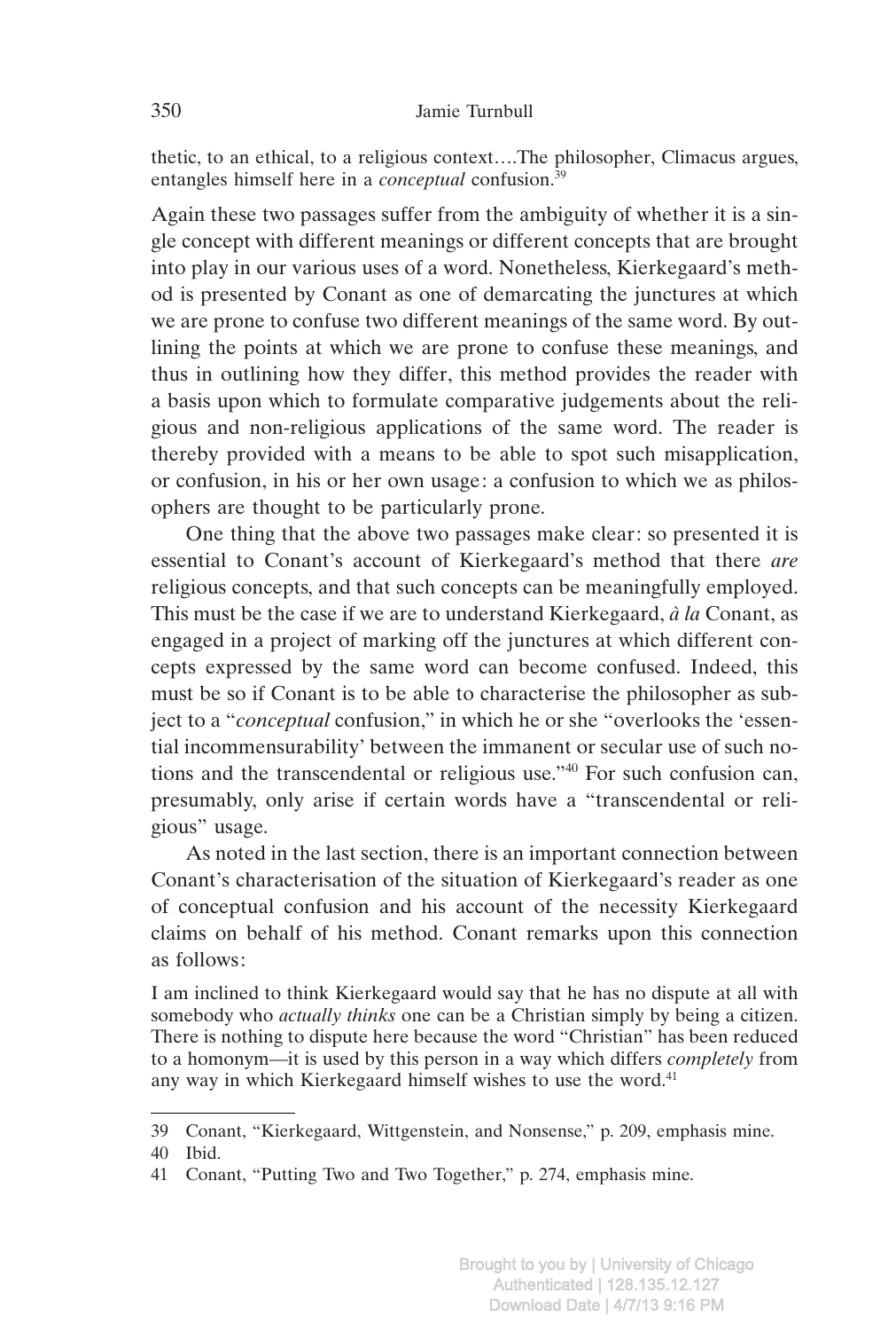thetic, to an ethical, to a religious context….The philosopher, Climacus argues, entangles himself here in a *conceptual* confusion.[39]

Again these two passages suffer from the ambiguity of whether it is a single concept with different meanings or different concepts that are brought into play in our various uses of a word. Nonetheless, Kierkegaard's method is presented by Conant as one of demarcating the junctures at which we are prone to confuse two different meanings of the same word. By outlining the points at which we are prone to confuse these meanings, and thus in outlining how they differ, this method provides the reader with a basis upon which to formulate comparative judgements about the religious and non-religious applications of the same word. The reader is thereby provided with a means to be able to spot such misapplication, or confusion, in his or her own usage: a confusion to which we as philosophers are thought to be particularly prone.

One thing that the above two passages make clear: so presented it is essential to Conant's account of Kierkegaard's method that there *are* religious concepts, and that such concepts can be meaningfully employed. This must be the case if we are to understand Kierkegaard, *à la* Conant, as engaged in a project of marking off the junctures at which different concepts expressed by the same word can become confused. Indeed, this must be so if Conant is to be able to characterise the philosopher as subject to a "*conceptual* confusion," in which he or she "overlooks the 'essential incommensurability' between the immanent or secular use of such notions and the transcendental or religious use."[40] For such confusion can, presumably, only arise if certain words have a "transcendental or religious" usage.

As noted in the last section, there is an important connection between Conant's characterisation of the situation of Kierkegaard's reader as one of conceptual confusion and his account of the necessity Kierkegaard claims on behalf of his method. Conant remarks upon this connection as follows:

I am inclined to think Kierkegaard would say that he has no dispute at all with somebody who *actually thinks* one can be a Christian simply by being a citizen. There is nothing to dispute here because the word "Christian" has been reduced to a homonym—it is used by this person in a way which differs *completely* from any way in which Kierkegaard himself wishes to use the word.[41]

---

39 Conant, "Kierkegaard, Wittgenstein, and Nonsense," p. 209, emphasis mine.

40 Ibid.

41 Conant, "Putting Two and Two Together," p. 274, emphasis mine.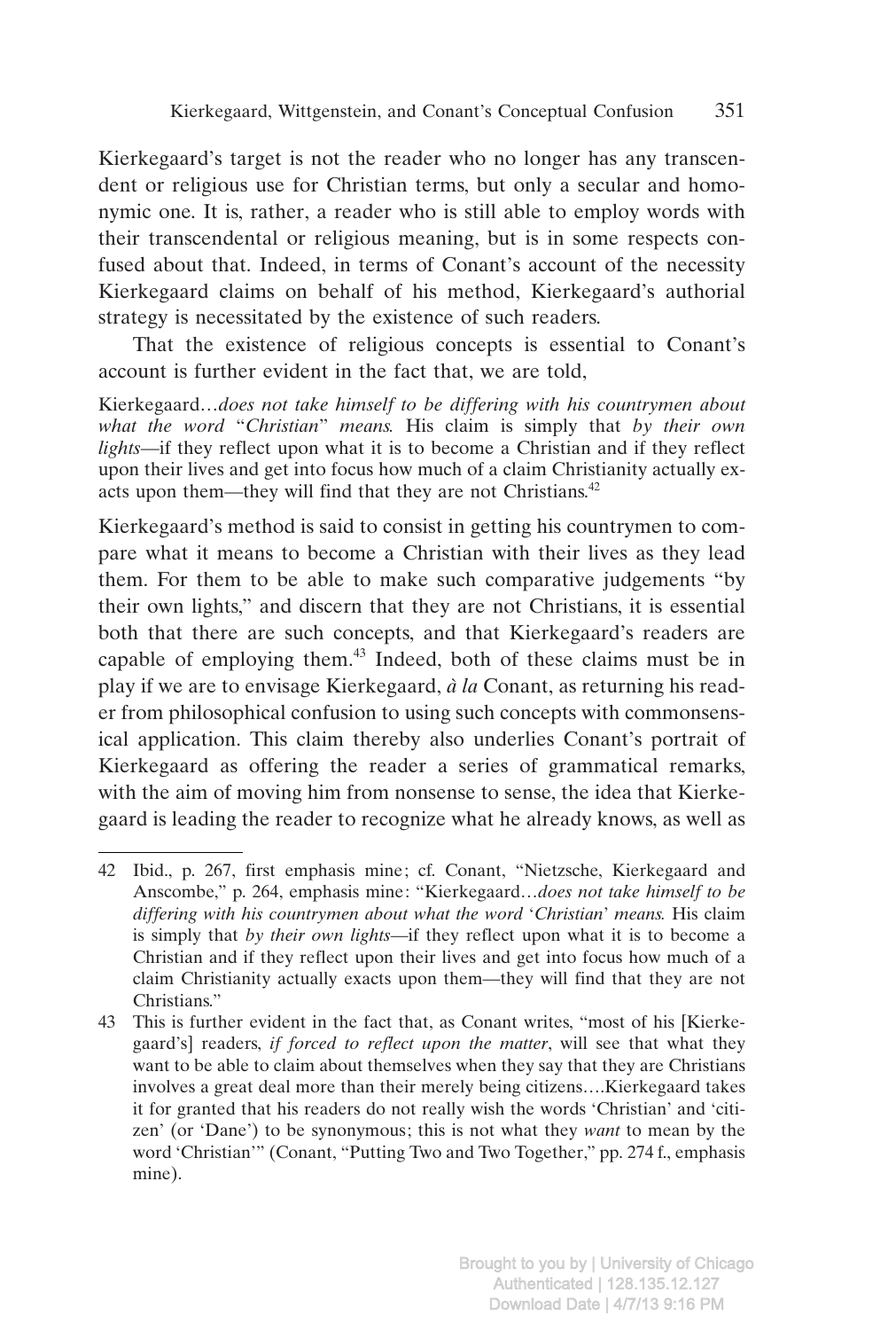Kierkegaard's target is not the reader who no longer has any transcendent or religious use for Christian terms, but only a secular and homonymic one. It is, rather, a reader who is still able to employ words with their transcendental or religious meaning, but is in some respects confused about that. Indeed, in terms of Conant's account of the necessity Kierkegaard claims on behalf of his method, Kierkegaard's authorial strategy is necessitated by the existence of such readers.

That the existence of religious concepts is essential to Conant's account is further evident in the fact that, we are told,

> Kierkegaard…*does not take himself to be differing with his countrymen about what the word "Christian" means.* His claim is simply that *by their own lights*—if they reflect upon what it is to become a Christian and if they reflect upon their lives and get into focus how much of a claim Christianity actually exacts upon them—they will find that they are not Christians.[42]

Kierkegaard's method is said to consist in getting his countrymen to compare what it means to become a Christian with their lives as they lead them. For them to be able to make such comparative judgements "by their own lights," and discern that they are not Christians, it is essential both that there are such concepts, and that Kierkegaard's readers are capable of employing them.[43] Indeed, both of these claims must be in play if we are to envisage Kierkegaard, *à la* Conant, as returning his reader from philosophical confusion to using such concepts with commonsensical application. This claim thereby also underlies Conant's portrait of Kierkegaard as offering the reader a series of grammatical remarks, with the aim of moving him from nonsense to sense, the idea that Kierkegaard is leading the reader to recognize what he already knows, as well as

---

42 Ibid., p. 267, first emphasis mine; cf. Conant, "Nietzsche, Kierkegaard and Anscombe," p. 264, emphasis mine: "Kierkegaard…*does not take himself to be differing with his countrymen about what the word 'Christian' means.* His claim is simply that *by their own lights*—if they reflect upon what it is to become a Christian and if they reflect upon their lives and get into focus how much of a claim Christianity actually exacts upon them—they will find that they are not Christians."

43 This is further evident in the fact that, as Conant writes, "most of his [Kierkegaard's] readers, *if forced to reflect upon the matter*, will see that what they want to be able to claim about themselves when they say that they are Christians involves a great deal more than their merely being citizens….Kierkegaard takes it for granted that his readers do not really wish the words 'Christian' and 'citizen' (or 'Dane') to be synonymous; this is not what they *want* to mean by the word 'Christian'" (Conant, "Putting Two and Two Together," pp. 274 f., emphasis mine).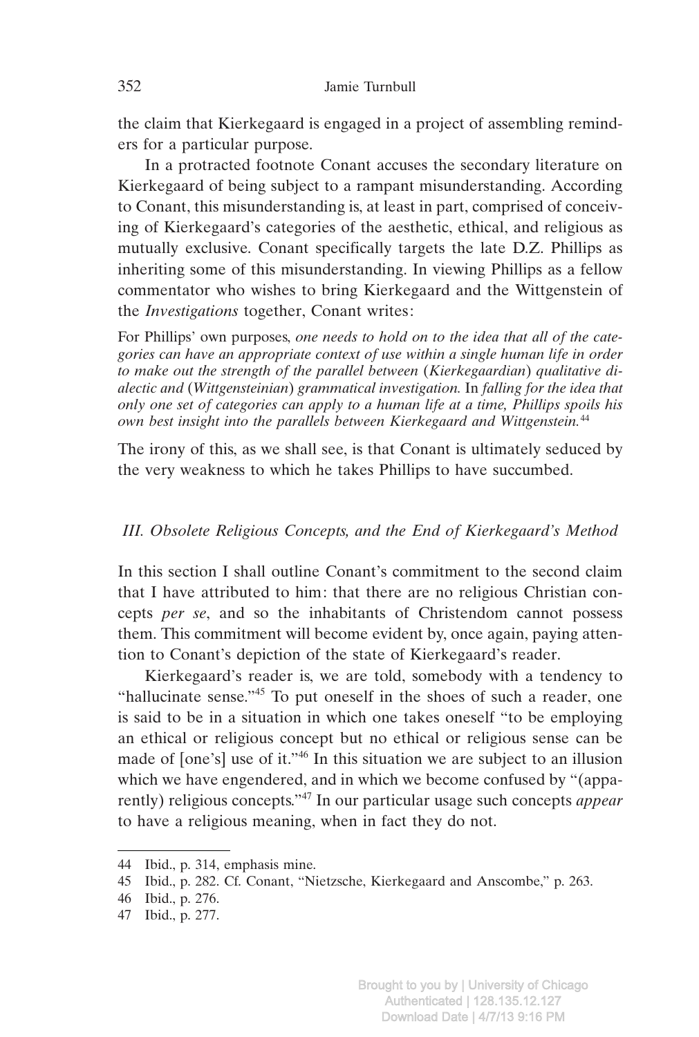the claim that Kierkegaard is engaged in a project of assembling reminders for a particular purpose.

In a protracted footnote Conant accuses the secondary literature on Kierkegaard of being subject to a rampant misunderstanding. According to Conant, this misunderstanding is, at least in part, comprised of conceiving of Kierkegaard's categories of the aesthetic, ethical, and religious as mutually exclusive. Conant specifically targets the late D.Z. Phillips as inheriting some of this misunderstanding. In viewing Phillips as a fellow commentator who wishes to bring Kierkegaard and the Wittgenstein of the *Investigations* together, Conant writes:

> For Phillips' own purposes, *one needs to hold on to the idea that all of the categories can have an appropriate context of use within a single human life in order to make out the strength of the parallel between* (*Kierkegaardian*) *qualitative dialectic and* (*Wittgensteinian*) *grammatical investigation.* In *falling for the idea that only one set of categories can apply to a human life at a time, Phillips spoils his own best insight into the parallels between Kierkegaard and Wittgenstein.*[44]

The irony of this, as we shall see, is that Conant is ultimately seduced by the very weakness to which he takes Phillips to have succumbed.

### *III. Obsolete Religious Concepts, and the End of Kierkegaard's Method*

In this section I shall outline Conant's commitment to the second claim that I have attributed to him: that there are no religious Christian concepts *per se*, and so the inhabitants of Christendom cannot possess them. This commitment will become evident by, once again, paying attention to Conant's depiction of the state of Kierkegaard's reader.

Kierkegaard's reader is, we are told, somebody with a tendency to "hallucinate sense."[45] To put oneself in the shoes of such a reader, one is said to be in a situation in which one takes oneself "to be employing an ethical or religious concept but no ethical or religious sense can be made of [one's] use of it."[46] In this situation we are subject to an illusion which we have engendered, and in which we become confused by "(apparently) religious concepts."[47] In our particular usage such concepts *appear* to have a religious meaning, when in fact they do not.

---

44 Ibid., p. 314, emphasis mine.

45 Ibid., p. 282. Cf. Conant, "Nietzsche, Kierkegaard and Anscombe," p. 263.

46 Ibid., p. 276.

47 Ibid., p. 277.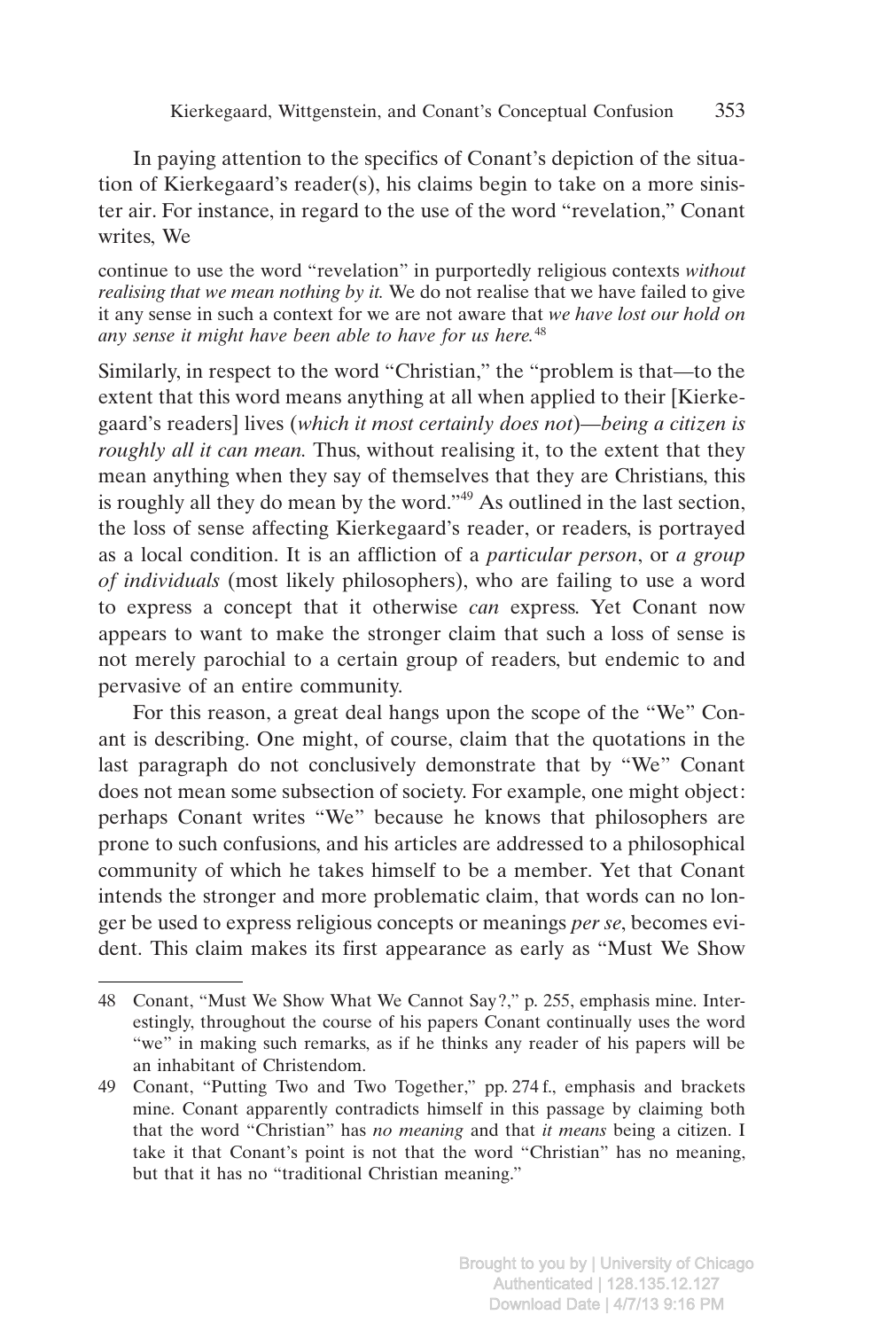In paying attention to the specifics of Conant's depiction of the situation of Kierkegaard's reader(s), his claims begin to take on a more sinister air. For instance, in regard to the use of the word "revelation," Conant writes, We

> continue to use the word "revelation" in purportedly religious contexts *without realising that we mean nothing by it.* We do not realise that we have failed to give it any sense in such a context for we are not aware that *we have lost our hold on any sense it might have been able to have for us here.*[48]

Similarly, in respect to the word "Christian," the "problem is that—to the extent that this word means anything at all when applied to their [Kierkegaard's readers] lives (*which it most certainly does not*)—*being a citizen is roughly all it can mean.* Thus, without realising it, to the extent that they mean anything when they say of themselves that they are Christians, this is roughly all they do mean by the word."[49] As outlined in the last section, the loss of sense affecting Kierkegaard's reader, or readers, is portrayed as a local condition. It is an affliction of a *particular person*, or *a group of individuals* (most likely philosophers), who are failing to use a word to express a concept that it otherwise *can* express. Yet Conant now appears to want to make the stronger claim that such a loss of sense is not merely parochial to a certain group of readers, but endemic to and pervasive of an entire community.

For this reason, a great deal hangs upon the scope of the "We" Conant is describing. One might, of course, claim that the quotations in the last paragraph do not conclusively demonstrate that by "We" Conant does not mean some subsection of society. For example, one might object: perhaps Conant writes "We" because he knows that philosophers are prone to such confusions, and his articles are addressed to a philosophical community of which he takes himself to be a member. Yet that Conant intends the stronger and more problematic claim, that words can no longer be used to express religious concepts or meanings *per se*, becomes evident. This claim makes its first appearance as early as "Must We Show

---

48 Conant, "Must We Show What We Cannot Say?," p. 255, emphasis mine. Interestingly, throughout the course of his papers Conant continually uses the word "we" in making such remarks, as if he thinks any reader of his papers will be an inhabitant of Christendom.

49 Conant, "Putting Two and Two Together," pp. 274 f., emphasis and brackets mine. Conant apparently contradicts himself in this passage by claiming both that the word "Christian" has *no meaning* and that *it means* being a citizen. I take it that Conant's point is not that the word "Christian" has no meaning, but that it has no "traditional Christian meaning."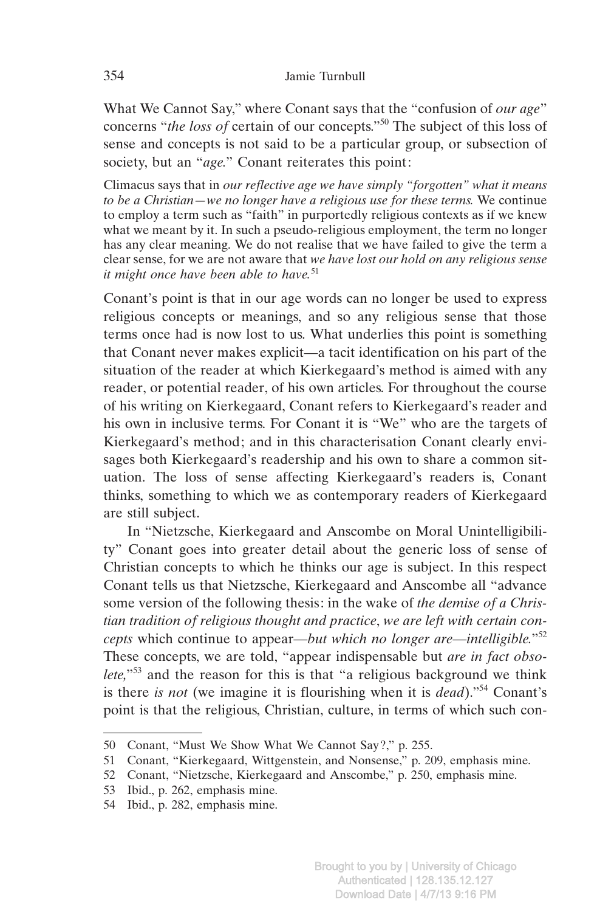What We Cannot Say," where Conant says that the "confusion of *our age*" concerns "*the loss of* certain of our concepts."[50] The subject of this loss of sense and concepts is not said to be a particular group, or subsection of society, but an "*age*." Conant reiterates this point:

> Climacus says that in *our reflective age we have simply "forgotten" what it means to be a Christian—we no longer have a religious use for these terms.* We continue to employ a term such as "faith" in purportedly religious contexts as if we knew what we meant by it. In such a pseudo-religious employment, the term no longer has any clear meaning. We do not realise that we have failed to give the term a clear sense, for we are not aware that *we have lost our hold on any religious sense it might once have been able to have.*[51]

Conant's point is that in our age words can no longer be used to express religious concepts or meanings, and so any religious sense that those terms once had is now lost to us. What underlies this point is something that Conant never makes explicit—a tacit identification on his part of the situation of the reader at which Kierkegaard's method is aimed with any reader, or potential reader, of his own articles. For throughout the course of his writing on Kierkegaard, Conant refers to Kierkegaard's reader and his own in inclusive terms. For Conant it is "We" who are the targets of Kierkegaard's method; and in this characterisation Conant clearly envisages both Kierkegaard's readership and his own to share a common situation. The loss of sense affecting Kierkegaard's readers is, Conant thinks, something to which we as contemporary readers of Kierkegaard are still subject.

In "Nietzsche, Kierkegaard and Anscombe on Moral Unintelligibility" Conant goes into greater detail about the generic loss of sense of Christian concepts to which he thinks our age is subject. In this respect Conant tells us that Nietzsche, Kierkegaard and Anscombe all "advance some version of the following thesis: in the wake of *the demise of a Christian tradition of religious thought and practice*, *we are left with certain concepts* which continue to appear—*but which no longer are*—*intelligible.*"[52] These concepts, we are told, "appear indispensable but *are in fact obsolete,*"[53] and the reason for this is that "a religious background we think is there *is not* (we imagine it is flourishing when it is *dead*)."[54] Conant's point is that the religious, Christian, culture, in terms of which such con-

---

50 Conant, "Must We Show What We Cannot Say?," p. 255.

51 Conant, "Kierkegaard, Wittgenstein, and Nonsense," p. 209, emphasis mine.

52 Conant, "Nietzsche, Kierkegaard and Anscombe," p. 250, emphasis mine.

53 Ibid., p. 262, emphasis mine.

54 Ibid., p. 282, emphasis mine.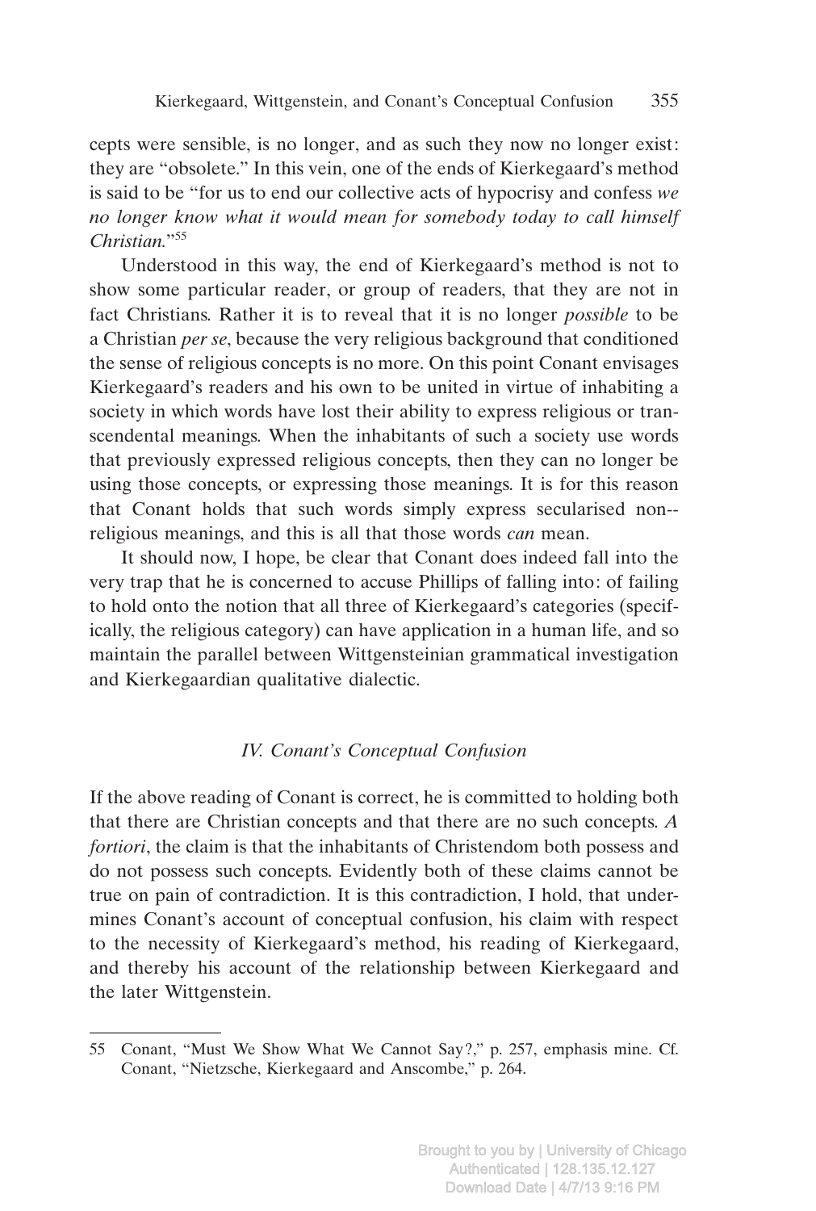cepts were sensible, is no longer, and as such they now no longer exist: they are "obsolete." In this vein, one of the ends of Kierkegaard's method is said to be "for us to end our collective acts of hypocrisy and confess *we no longer know what it would mean for somebody today to call himself Christian.*"[55]

Understood in this way, the end of Kierkegaard's method is not to show some particular reader, or group of readers, that they are not in fact Christians. Rather it is to reveal that it is no longer *possible* to be a Christian *per se*, because the very religious background that conditioned the sense of religious concepts is no more. On this point Conant envisages Kierkegaard's readers and his own to be united in virtue of inhabiting a society in which words have lost their ability to express religious or transcendental meanings. When the inhabitants of such a society use words that previously expressed religious concepts, then they can no longer be using those concepts, or expressing those meanings. It is for this reason that Conant holds that such words simply express secularised non--religious meanings, and this is all that those words *can* mean.

It should now, I hope, be clear that Conant does indeed fall into the very trap that he is concerned to accuse Phillips of falling into: of failing to hold onto the notion that all three of Kierkegaard's categories (specifically, the religious category) can have application in a human life, and so maintain the parallel between Wittgensteinian grammatical investigation and Kierkegaardian qualitative dialectic.

## *IV. Conant's Conceptual Confusion*

If the above reading of Conant is correct, he is committed to holding both that there are Christian concepts and that there are no such concepts. *A fortiori*, the claim is that the inhabitants of Christendom both possess and do not possess such concepts. Evidently both of these claims cannot be true on pain of contradiction. It is this contradiction, I hold, that undermines Conant's account of conceptual confusion, his claim with respect to the necessity of Kierkegaard's method, his reading of Kierkegaard, and thereby his account of the relationship between Kierkegaard and the later Wittgenstein.

55 Conant, "Must We Show What We Cannot Say?," p. 257, emphasis mine. Cf. Conant, "Nietzsche, Kierkegaard and Anscombe," p. 264.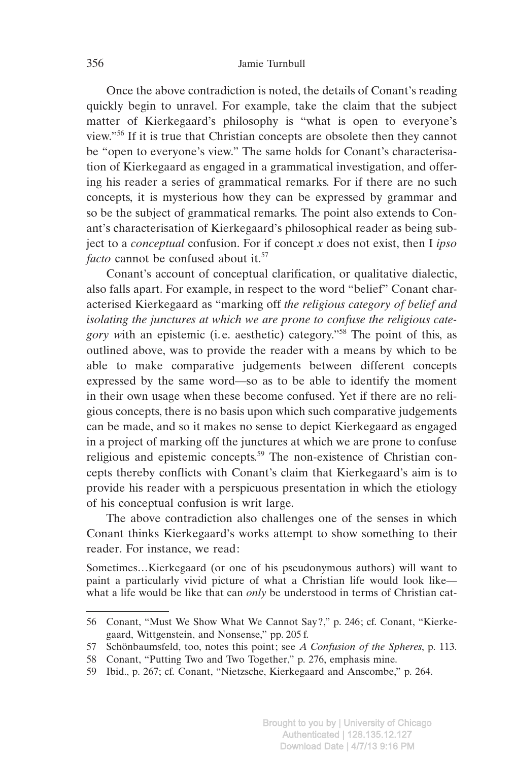Once the above contradiction is noted, the details of Conant's reading quickly begin to unravel. For example, take the claim that the subject matter of Kierkegaard's philosophy is "what is open to everyone's view."[56] If it is true that Christian concepts are obsolete then they cannot be "open to everyone's view." The same holds for Conant's characterisation of Kierkegaard as engaged in a grammatical investigation, and offering his reader a series of grammatical remarks. For if there are no such concepts, it is mysterious how they can be expressed by grammar and so be the subject of grammatical remarks. The point also extends to Conant's characterisation of Kierkegaard's philosophical reader as being subject to a *conceptual* confusion. For if concept *x* does not exist, then I *ipso facto* cannot be confused about it.[57]

Conant's account of conceptual clarification, or qualitative dialectic, also falls apart. For example, in respect to the word "belief" Conant characterised Kierkegaard as "marking off *the religious category of belief and isolating the junctures at which we are prone to confuse the religious category w*ith an epistemic (i.e. aesthetic) category."[58] The point of this, as outlined above, was to provide the reader with a means by which to be able to make comparative judgements between different concepts expressed by the same word—so as to be able to identify the moment in their own usage when these become confused. Yet if there are no religious concepts, there is no basis upon which such comparative judgements can be made, and so it makes no sense to depict Kierkegaard as engaged in a project of marking off the junctures at which we are prone to confuse religious and epistemic concepts.[59] The non-existence of Christian concepts thereby conflicts with Conant's claim that Kierkegaard's aim is to provide his reader with a perspicuous presentation in which the etiology of his conceptual confusion is writ large.

The above contradiction also challenges one of the senses in which Conant thinks Kierkegaard's works attempt to show something to their reader. For instance, we read:

> Sometimes…Kierkegaard (or one of his pseudonymous authors) will want to paint a particularly vivid picture of what a Christian life would look like—what a life would be like that can *only* be understood in terms of Christian cat-

---

56 Conant, "Must We Show What We Cannot Say?," p. 246; cf. Conant, "Kierkegaard, Wittgenstein, and Nonsense," pp. 205 f.

57 Schönbaumsfeld, too, notes this point; see *A Confusion of the Spheres*, p. 113.

58 Conant, "Putting Two and Two Together," p. 276, emphasis mine.

59 Ibid., p. 267; cf. Conant, "Nietzsche, Kierkegaard and Anscombe," p. 264.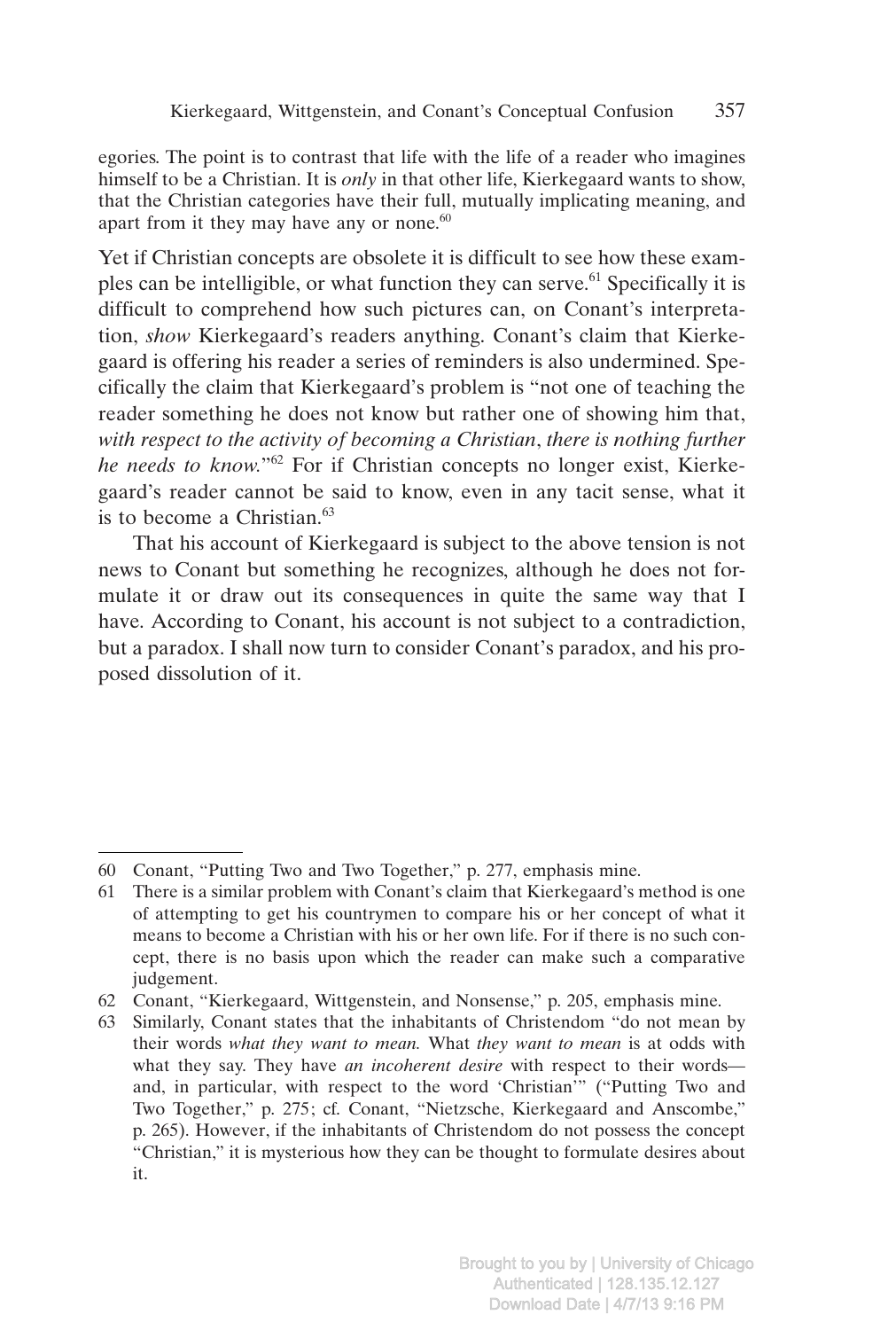egories. The point is to contrast that life with the life of a reader who imagines himself to be a Christian. It is *only* in that other life, Kierkegaard wants to show, that the Christian categories have their full, mutually implicating meaning, and apart from it they may have any or none.[60]

Yet if Christian concepts are obsolete it is difficult to see how these examples can be intelligible, or what function they can serve.[61] Specifically it is difficult to comprehend how such pictures can, on Conant's interpretation, *show* Kierkegaard's readers anything. Conant's claim that Kierkegaard is offering his reader a series of reminders is also undermined. Specifically the claim that Kierkegaard's problem is "not one of teaching the reader something he does not know but rather one of showing him that, *with respect to the activity of becoming a Christian*, *there is nothing further he needs to know.*"[62] For if Christian concepts no longer exist, Kierkegaard's reader cannot be said to know, even in any tacit sense, what it is to become a Christian.[63]

That his account of Kierkegaard is subject to the above tension is not news to Conant but something he recognizes, although he does not formulate it or draw out its consequences in quite the same way that I have. According to Conant, his account is not subject to a contradiction, but a paradox. I shall now turn to consider Conant's paradox, and his proposed dissolution of it.

---

60 Conant, "Putting Two and Two Together," p. 277, emphasis mine.

61 There is a similar problem with Conant's claim that Kierkegaard's method is one of attempting to get his countrymen to compare his or her concept of what it means to become a Christian with his or her own life. For if there is no such concept, there is no basis upon which the reader can make such a comparative judgement.

62 Conant, "Kierkegaard, Wittgenstein, and Nonsense," p. 205, emphasis mine.

63 Similarly, Conant states that the inhabitants of Christendom "do not mean by their words *what they want to mean.* What *they want to mean* is at odds with what they say. They have *an incoherent desire* with respect to their words—and, in particular, with respect to the word 'Christian'" ("Putting Two and Two Together," p. 275; cf. Conant, "Nietzsche, Kierkegaard and Anscombe," p. 265). However, if the inhabitants of Christendom do not possess the concept "Christian," it is mysterious how they can be thought to formulate desires about it.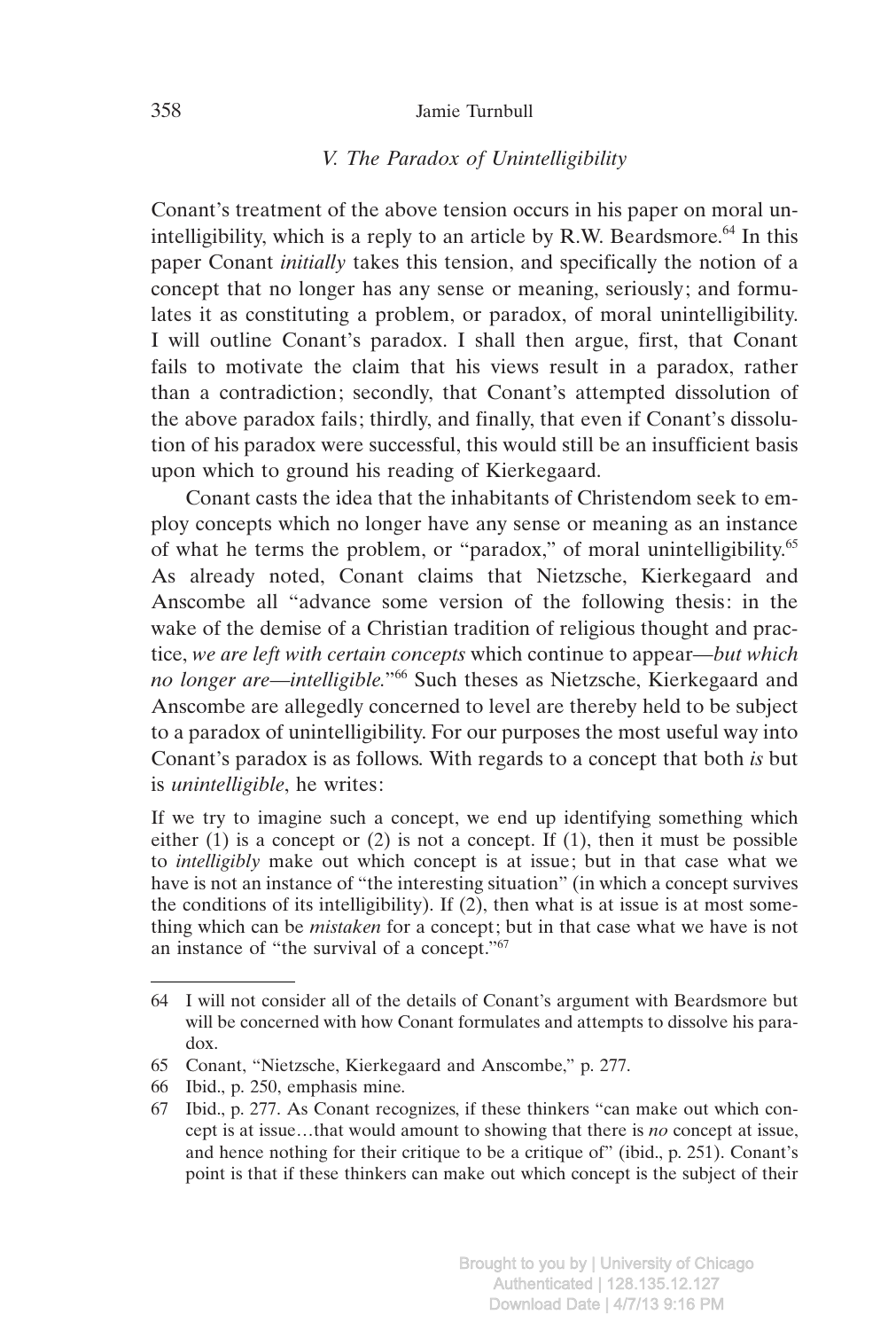### *V. The Paradox of Unintelligibility*

Conant's treatment of the above tension occurs in his paper on moral unintelligibility, which is a reply to an article by R.W. Beardsmore.[64] In this paper Conant *initially* takes this tension, and specifically the notion of a concept that no longer has any sense or meaning, seriously; and formulates it as constituting a problem, or paradox, of moral unintelligibility. I will outline Conant's paradox. I shall then argue, first, that Conant fails to motivate the claim that his views result in a paradox, rather than a contradiction; secondly, that Conant's attempted dissolution of the above paradox fails; thirdly, and finally, that even if Conant's dissolution of his paradox were successful, this would still be an insufficient basis upon which to ground his reading of Kierkegaard.

Conant casts the idea that the inhabitants of Christendom seek to employ concepts which no longer have any sense or meaning as an instance of what he terms the problem, or "paradox," of moral unintelligibility.[65] As already noted, Conant claims that Nietzsche, Kierkegaard and Anscombe all "advance some version of the following thesis: in the wake of the demise of a Christian tradition of religious thought and practice, *we are left with certain concepts* which continue to appear—*but which no longer are—intelligible.*"[66] Such theses as Nietzsche, Kierkegaard and Anscombe are allegedly concerned to level are thereby held to be subject to a paradox of unintelligibility. For our purposes the most useful way into Conant's paradox is as follows. With regards to a concept that both *is* but is *unintelligible*, he writes:

> If we try to imagine such a concept, we end up identifying something which either (1) is a concept or (2) is not a concept. If (1), then it must be possible to *intelligibly* make out which concept is at issue; but in that case what we have is not an instance of "the interesting situation" (in which a concept survives the conditions of its intelligibility). If (2), then what is at issue is at most something which can be *mistaken* for a concept; but in that case what we have is not an instance of "the survival of a concept."[67]

---

64 I will not consider all of the details of Conant's argument with Beardsmore but will be concerned with how Conant formulates and attempts to dissolve his paradox.

65 Conant, "Nietzsche, Kierkegaard and Anscombe," p. 277.

66 Ibid., p. 250, emphasis mine.

67 Ibid., p. 277. As Conant recognizes, if these thinkers "can make out which concept is at issue…that would amount to showing that there is *no* concept at issue, and hence nothing for their critique to be a critique of" (ibid., p. 251). Conant's point is that if these thinkers can make out which concept is the subject of their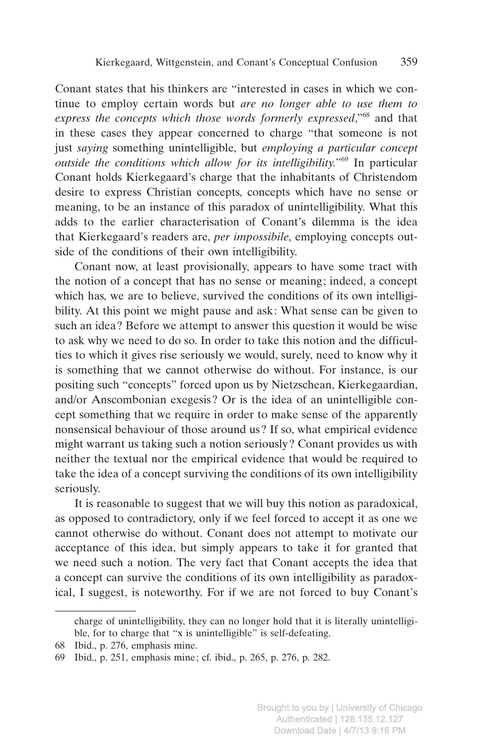Conant states that his thinkers are "interested in cases in which we continue to employ certain words but *are no longer able to use them to express the concepts which those words formerly expressed*,"[68] and that in these cases they appear concerned to charge "that someone is not just *saying* something unintelligible, but *employing a particular concept outside the conditions which allow for its intelligibility.*"[69] In particular Conant holds Kierkegaard's charge that the inhabitants of Christendom desire to express Christian concepts, concepts which have no sense or meaning, to be an instance of this paradox of unintelligibility. What this adds to the earlier characterisation of Conant's dilemma is the idea that Kierkegaard's readers are, *per impossibile*, employing concepts outside of the conditions of their own intelligibility.

Conant now, at least provisionally, appears to have some tract with the notion of a concept that has no sense or meaning; indeed, a concept which has, we are to believe, survived the conditions of its own intelligibility. At this point we might pause and ask: What sense can be given to such an idea? Before we attempt to answer this question it would be wise to ask why we need to do so. In order to take this notion and the difficulties to which it gives rise seriously we would, surely, need to know why it is something that we cannot otherwise do without. For instance, is our positing such "concepts" forced upon us by Nietzschean, Kierkegaardian, and/or Anscombonian exegesis? Or is the idea of an unintelligible concept something that we require in order to make sense of the apparently nonsensical behaviour of those around us? If so, what empirical evidence might warrant us taking such a notion seriously? Conant provides us with neither the textual nor the empirical evidence that would be required to take the idea of a concept surviving the conditions of its own intelligibility seriously.

It is reasonable to suggest that we will buy this notion as paradoxical, as opposed to contradictory, only if we feel forced to accept it as one we cannot otherwise do without. Conant does not attempt to motivate our acceptance of this idea, but simply appears to take it for granted that we need such a notion. The very fact that Conant accepts the idea that a concept can survive the conditions of its own intelligibility as paradoxical, I suggest, is noteworthy. For if we are not forced to buy Conant's

---

charge of unintelligibility, they can no longer hold that it is literally unintelligible, for to charge that "x is unintelligible" is self-defeating.

68 Ibid., p. 276, emphasis mine.

69 Ibid., p. 251, emphasis mine; cf. ibid., p. 265, p. 276, p. 282.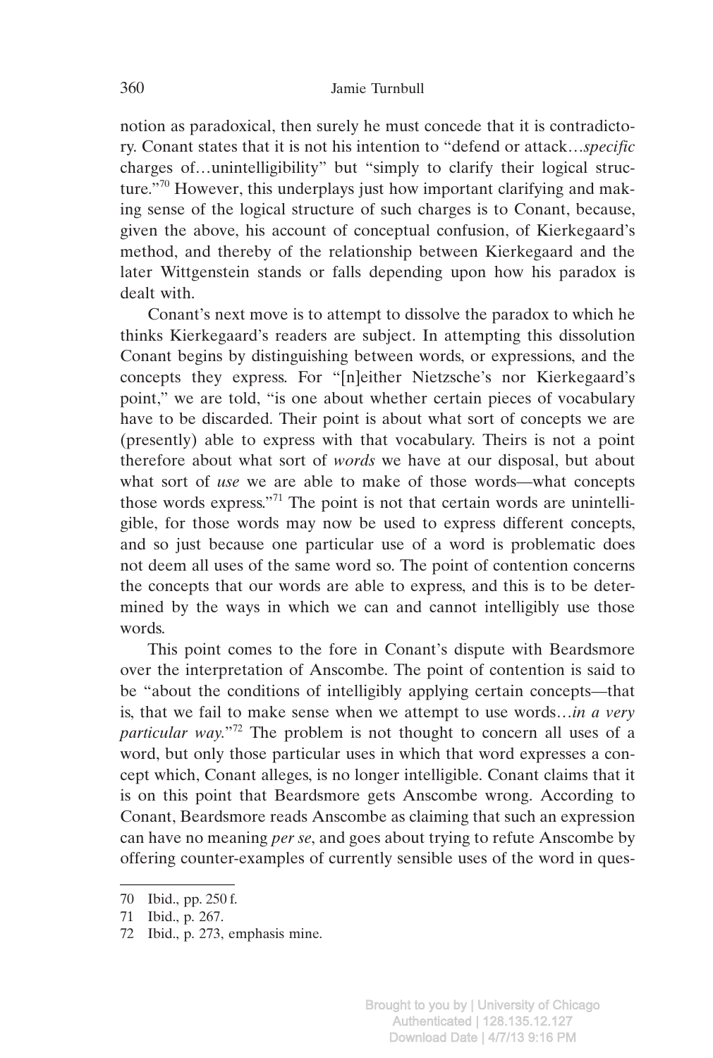notion as paradoxical, then surely he must concede that it is contradictory. Conant states that it is not his intention to "defend or attack…*specific* charges of…unintelligibility" but "simply to clarify their logical structure."[70] However, this underplays just how important clarifying and making sense of the logical structure of such charges is to Conant, because, given the above, his account of conceptual confusion, of Kierkegaard's method, and thereby of the relationship between Kierkegaard and the later Wittgenstein stands or falls depending upon how his paradox is dealt with.

Conant's next move is to attempt to dissolve the paradox to which he thinks Kierkegaard's readers are subject. In attempting this dissolution Conant begins by distinguishing between words, or expressions, and the concepts they express. For "[n]either Nietzsche's nor Kierkegaard's point," we are told, "is one about whether certain pieces of vocabulary have to be discarded. Their point is about what sort of concepts we are (presently) able to express with that vocabulary. Theirs is not a point therefore about what sort of *words* we have at our disposal, but about what sort of *use* we are able to make of those words—what concepts those words express."[71] The point is not that certain words are unintelligible, for those words may now be used to express different concepts, and so just because one particular use of a word is problematic does not deem all uses of the same word so. The point of contention concerns the concepts that our words are able to express, and this is to be determined by the ways in which we can and cannot intelligibly use those words.

This point comes to the fore in Conant's dispute with Beardsmore over the interpretation of Anscombe. The point of contention is said to be "about the conditions of intelligibly applying certain concepts—that is, that we fail to make sense when we attempt to use words…*in a very particular way.*"[72] The problem is not thought to concern all uses of a word, but only those particular uses in which that word expresses a concept which, Conant alleges, is no longer intelligible. Conant claims that it is on this point that Beardsmore gets Anscombe wrong. According to Conant, Beardsmore reads Anscombe as claiming that such an expression can have no meaning *per se*, and goes about trying to refute Anscombe by offering counter-examples of currently sensible uses of the word in ques-

70 Ibid., pp. 250 f.

71 Ibid., p. 267.

72 Ibid., p. 273, emphasis mine.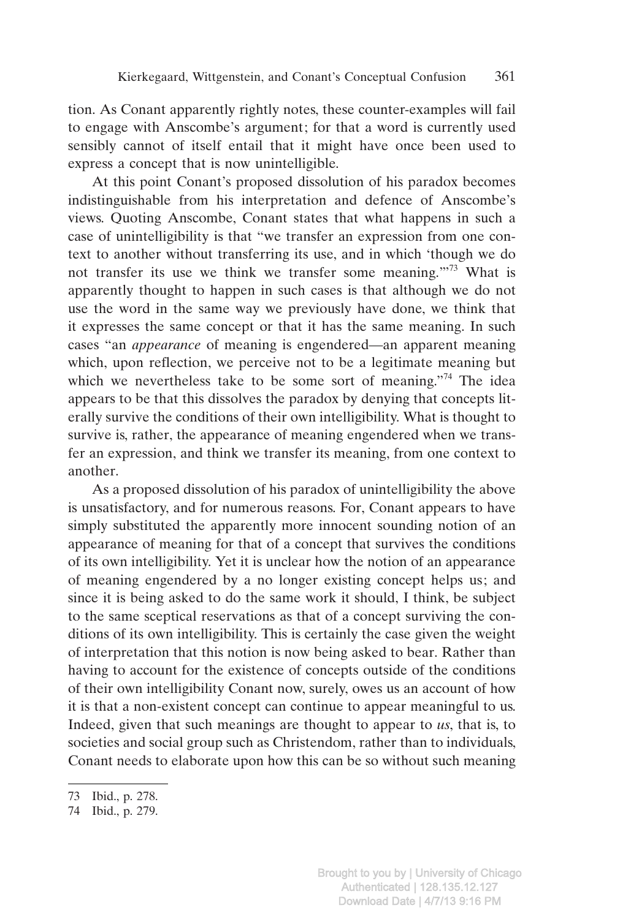tion. As Conant apparently rightly notes, these counter-examples will fail to engage with Anscombe's argument; for that a word is currently used sensibly cannot of itself entail that it might have once been used to express a concept that is now unintelligible.

At this point Conant's proposed dissolution of his paradox becomes indistinguishable from his interpretation and defence of Anscombe's views. Quoting Anscombe, Conant states that what happens in such a case of unintelligibility is that "we transfer an expression from one context to another without transferring its use, and in which 'though we do not transfer its use we think we transfer some meaning.'"[73] What is apparently thought to happen in such cases is that although we do not use the word in the same way we previously have done, we think that it expresses the same concept or that it has the same meaning. In such cases "an *appearance* of meaning is engendered—an apparent meaning which, upon reflection, we perceive not to be a legitimate meaning but which we nevertheless take to be some sort of meaning."[74] The idea appears to be that this dissolves the paradox by denying that concepts literally survive the conditions of their own intelligibility. What is thought to survive is, rather, the appearance of meaning engendered when we transfer an expression, and think we transfer its meaning, from one context to another.

As a proposed dissolution of his paradox of unintelligibility the above is unsatisfactory, and for numerous reasons. For, Conant appears to have simply substituted the apparently more innocent sounding notion of an appearance of meaning for that of a concept that survives the conditions of its own intelligibility. Yet it is unclear how the notion of an appearance of meaning engendered by a no longer existing concept helps us; and since it is being asked to do the same work it should, I think, be subject to the same sceptical reservations as that of a concept surviving the conditions of its own intelligibility. This is certainly the case given the weight of interpretation that this notion is now being asked to bear. Rather than having to account for the existence of concepts outside of the conditions of their own intelligibility Conant now, surely, owes us an account of how it is that a non-existent concept can continue to appear meaningful to us. Indeed, given that such meanings are thought to appear to *us*, that is, to societies and social group such as Christendom, rather than to individuals, Conant needs to elaborate upon how this can be so without such meaning

73 Ibid., p. 278.

74 Ibid., p. 279.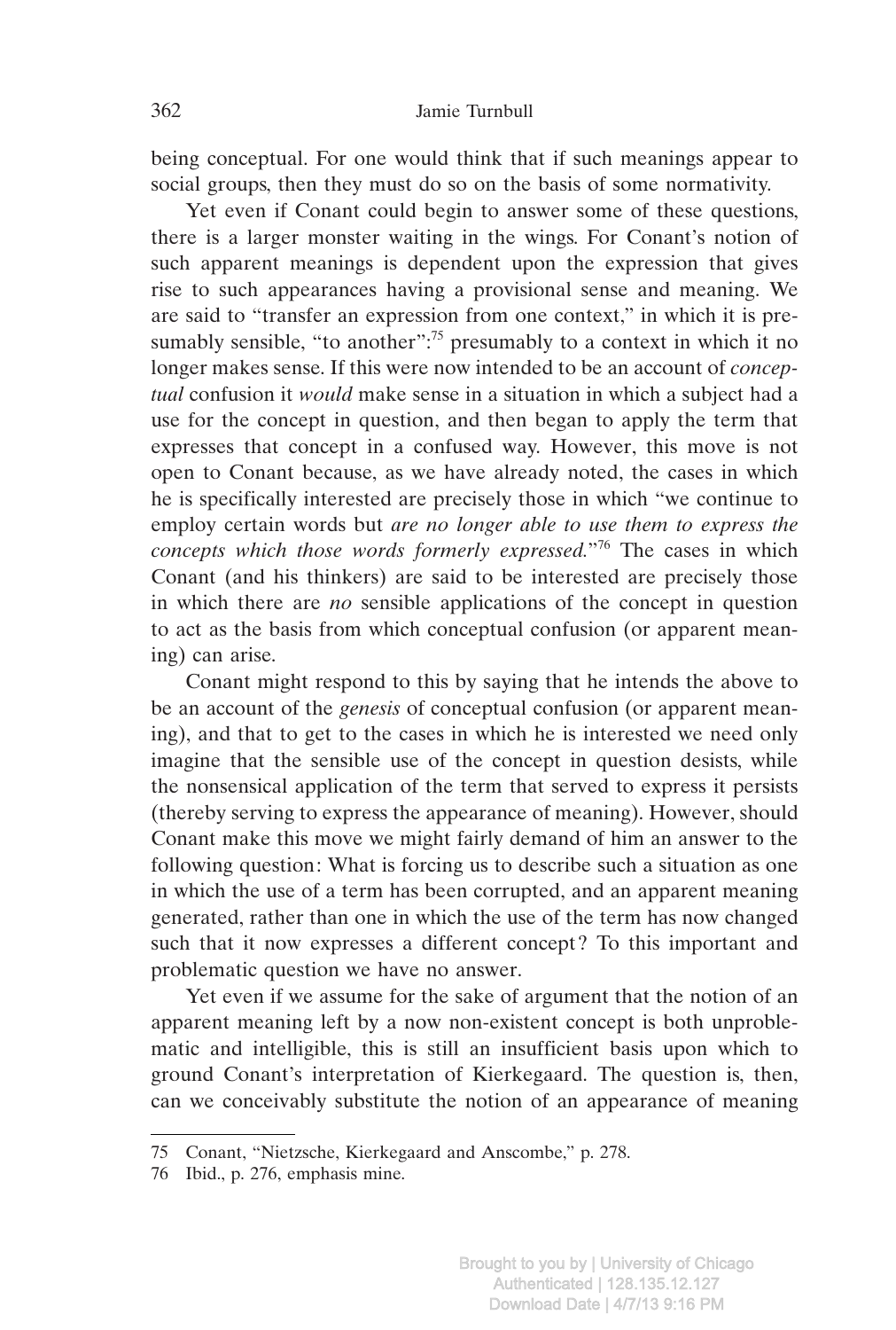being conceptual. For one would think that if such meanings appear to social groups, then they must do so on the basis of some normativity.

Yet even if Conant could begin to answer some of these questions, there is a larger monster waiting in the wings. For Conant's notion of such apparent meanings is dependent upon the expression that gives rise to such appearances having a provisional sense and meaning. We are said to "transfer an expression from one context," in which it is presumably sensible, "to another":[75] presumably to a context in which it no longer makes sense. If this were now intended to be an account of *conceptual* confusion it *would* make sense in a situation in which a subject had a use for the concept in question, and then began to apply the term that expresses that concept in a confused way. However, this move is not open to Conant because, as we have already noted, the cases in which he is specifically interested are precisely those in which "we continue to employ certain words but *are no longer able to use them to express the concepts which those words formerly expressed.*"[76] The cases in which Conant (and his thinkers) are said to be interested are precisely those in which there are *no* sensible applications of the concept in question to act as the basis from which conceptual confusion (or apparent meaning) can arise.

Conant might respond to this by saying that he intends the above to be an account of the *genesis* of conceptual confusion (or apparent meaning), and that to get to the cases in which he is interested we need only imagine that the sensible use of the concept in question desists, while the nonsensical application of the term that served to express it persists (thereby serving to express the appearance of meaning). However, should Conant make this move we might fairly demand of him an answer to the following question: What is forcing us to describe such a situation as one in which the use of a term has been corrupted, and an apparent meaning generated, rather than one in which the use of the term has now changed such that it now expresses a different concept? To this important and problematic question we have no answer.

Yet even if we assume for the sake of argument that the notion of an apparent meaning left by a now non-existent concept is both unproblematic and intelligible, this is still an insufficient basis upon which to ground Conant's interpretation of Kierkegaard. The question is, then, can we conceivably substitute the notion of an appearance of meaning

---

75 Conant, "Nietzsche, Kierkegaard and Anscombe," p. 278.

76 Ibid., p. 276, emphasis mine.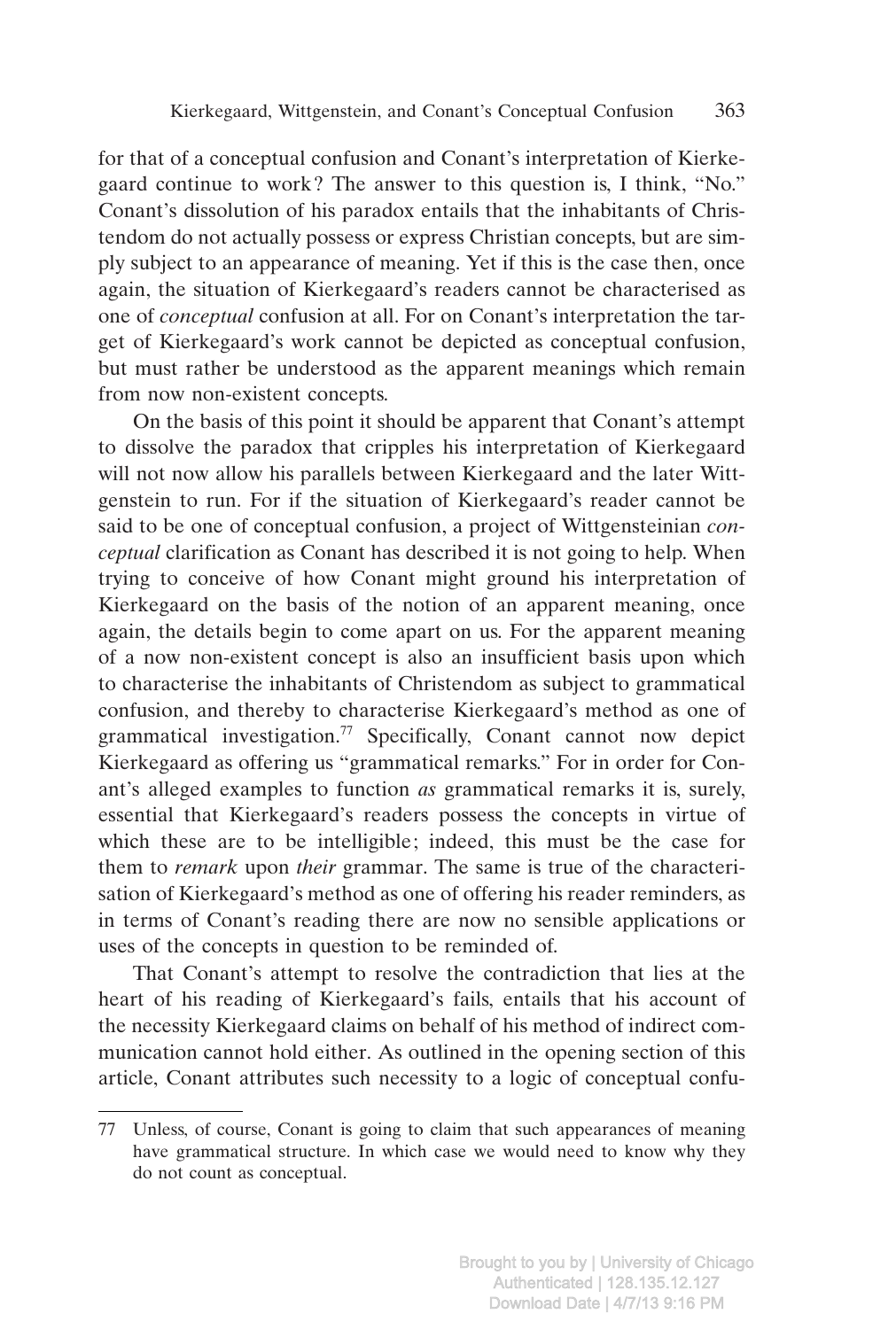for that of a conceptual confusion and Conant's interpretation of Kierkegaard continue to work? The answer to this question is, I think, "No." Conant's dissolution of his paradox entails that the inhabitants of Christendom do not actually possess or express Christian concepts, but are simply subject to an appearance of meaning. Yet if this is the case then, once again, the situation of Kierkegaard's readers cannot be characterised as one of *conceptual* confusion at all. For on Conant's interpretation the target of Kierkegaard's work cannot be depicted as conceptual confusion, but must rather be understood as the apparent meanings which remain from now non-existent concepts.

On the basis of this point it should be apparent that Conant's attempt to dissolve the paradox that cripples his interpretation of Kierkegaard will not now allow his parallels between Kierkegaard and the later Wittgenstein to run. For if the situation of Kierkegaard's reader cannot be said to be one of conceptual confusion, a project of Wittgensteinian *conceptual* clarification as Conant has described it is not going to help. When trying to conceive of how Conant might ground his interpretation of Kierkegaard on the basis of the notion of an apparent meaning, once again, the details begin to come apart on us. For the apparent meaning of a now non-existent concept is also an insufficient basis upon which to characterise the inhabitants of Christendom as subject to grammatical confusion, and thereby to characterise Kierkegaard's method as one of grammatical investigation.[77] Specifically, Conant cannot now depict Kierkegaard as offering us "grammatical remarks." For in order for Conant's alleged examples to function *as* grammatical remarks it is, surely, essential that Kierkegaard's readers possess the concepts in virtue of which these are to be intelligible; indeed, this must be the case for them to *remark* upon *their* grammar. The same is true of the characterisation of Kierkegaard's method as one of offering his reader reminders, as in terms of Conant's reading there are now no sensible applications or uses of the concepts in question to be reminded of.

That Conant's attempt to resolve the contradiction that lies at the heart of his reading of Kierkegaard's fails, entails that his account of the necessity Kierkegaard claims on behalf of his method of indirect communication cannot hold either. As outlined in the opening section of this article, Conant attributes such necessity to a logic of conceptual confu-

77 Unless, of course, Conant is going to claim that such appearances of meaning have grammatical structure. In which case we would need to know why they do not count as conceptual.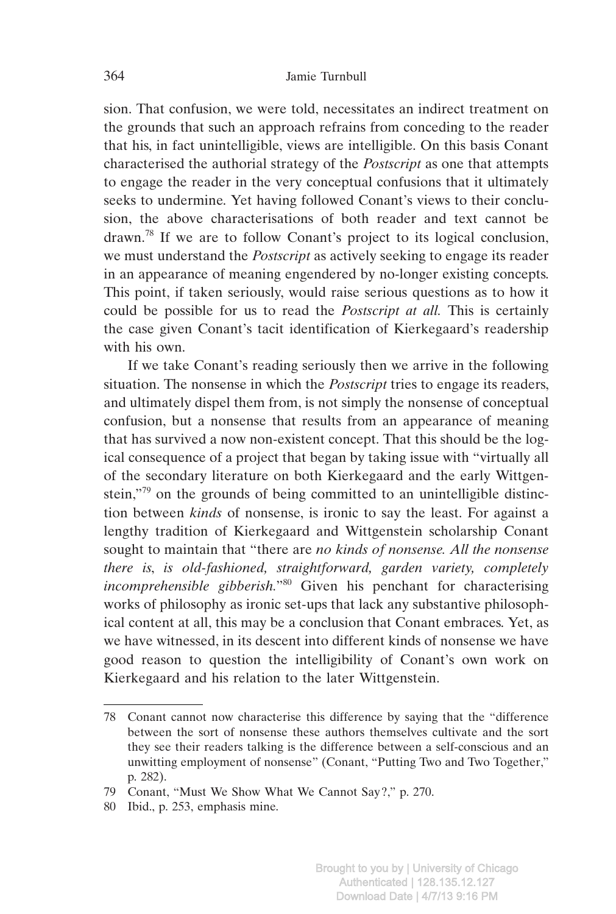sion. That confusion, we were told, necessitates an indirect treatment on the grounds that such an approach refrains from conceding to the reader that his, in fact unintelligible, views are intelligible. On this basis Conant characterised the authorial strategy of the *Postscript* as one that attempts to engage the reader in the very conceptual confusions that it ultimately seeks to undermine. Yet having followed Conant's views to their conclusion, the above characterisations of both reader and text cannot be drawn.[78] If we are to follow Conant's project to its logical conclusion, we must understand the *Postscript* as actively seeking to engage its reader in an appearance of meaning engendered by no-longer existing concepts. This point, if taken seriously, would raise serious questions as to how it could be possible for us to read the *Postscript at all.* This is certainly the case given Conant's tacit identification of Kierkegaard's readership with his own.

If we take Conant's reading seriously then we arrive in the following situation. The nonsense in which the *Postscript* tries to engage its readers, and ultimately dispel them from, is not simply the nonsense of conceptual confusion, but a nonsense that results from an appearance of meaning that has survived a now non-existent concept. That this should be the logical consequence of a project that began by taking issue with "virtually all of the secondary literature on both Kierkegaard and the early Wittgenstein,"[79] on the grounds of being committed to an unintelligible distinction between *kinds* of nonsense, is ironic to say the least. For against a lengthy tradition of Kierkegaard and Wittgenstein scholarship Conant sought to maintain that "there are *no kinds of nonsense. All the nonsense there is, is old-fashioned, straightforward, garden variety, completely incomprehensible gibberish.*"[80] Given his penchant for characterising works of philosophy as ironic set-ups that lack any substantive philosophical content at all, this may be a conclusion that Conant embraces. Yet, as we have witnessed, in its descent into different kinds of nonsense we have good reason to question the intelligibility of Conant's own work on Kierkegaard and his relation to the later Wittgenstein.

---

78 Conant cannot now characterise this difference by saying that the "difference between the sort of nonsense these authors themselves cultivate and the sort they see their readers talking is the difference between a self-conscious and an unwitting employment of nonsense" (Conant, "Putting Two and Two Together," p. 282).

79 Conant, "Must We Show What We Cannot Say?," p. 270.

80 Ibid., p. 253, emphasis mine.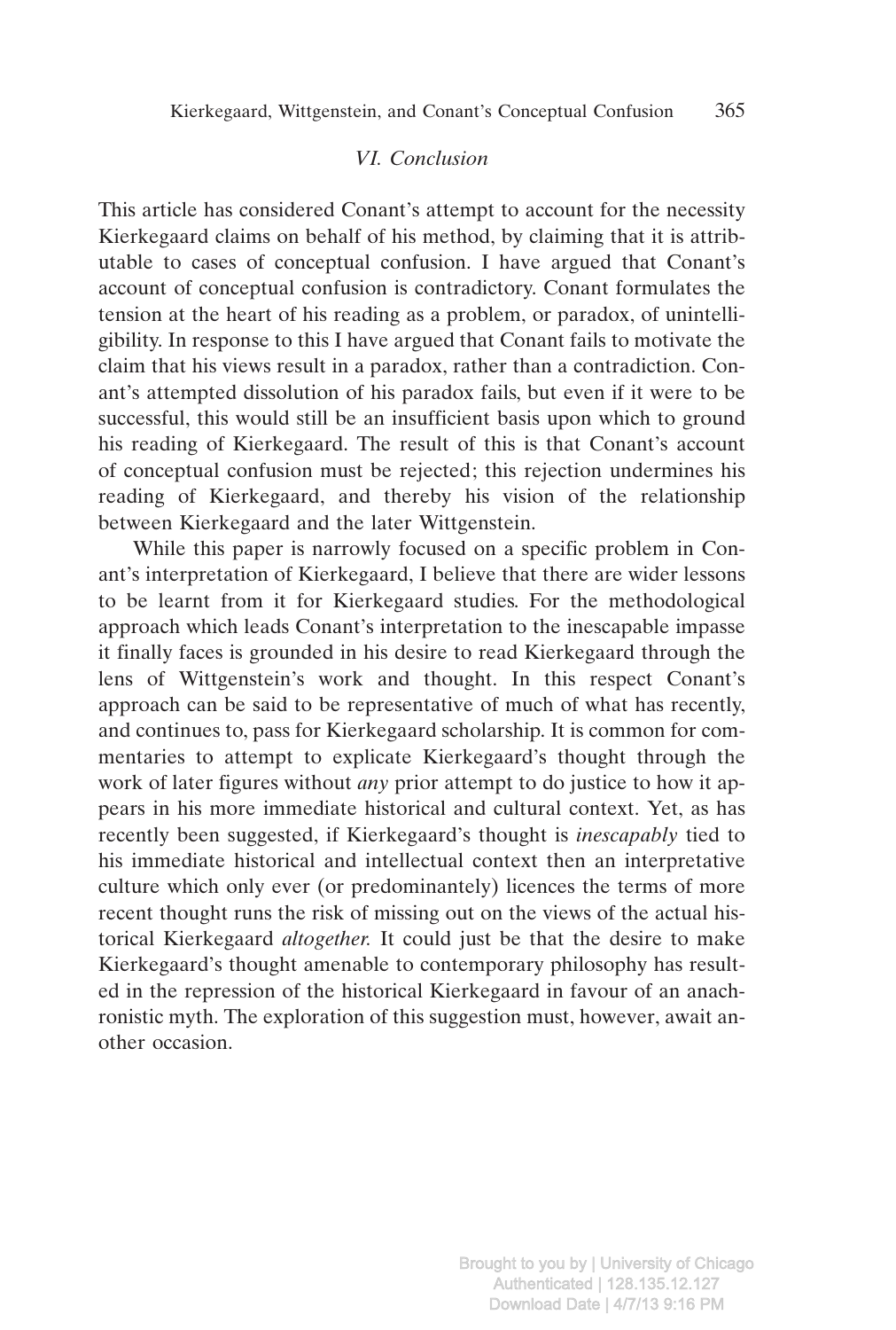## VI. Conclusion

This article has considered Conant's attempt to account for the necessity Kierkegaard claims on behalf of his method, by claiming that it is attributable to cases of conceptual confusion. I have argued that Conant's account of conceptual confusion is contradictory. Conant formulates the tension at the heart of his reading as a problem, or paradox, of unintelligibility. In response to this I have argued that Conant fails to motivate the claim that his views result in a paradox, rather than a contradiction. Conant's attempted dissolution of his paradox fails, but even if it were to be successful, this would still be an insufficient basis upon which to ground his reading of Kierkegaard. The result of this is that Conant's account of conceptual confusion must be rejected; this rejection undermines his reading of Kierkegaard, and thereby his vision of the relationship between Kierkegaard and the later Wittgenstein.

While this paper is narrowly focused on a specific problem in Conant's interpretation of Kierkegaard, I believe that there are wider lessons to be learnt from it for Kierkegaard studies. For the methodological approach which leads Conant's interpretation to the inescapable impasse it finally faces is grounded in his desire to read Kierkegaard through the lens of Wittgenstein's work and thought. In this respect Conant's approach can be said to be representative of much of what has recently, and continues to, pass for Kierkegaard scholarship. It is common for commentaries to attempt to explicate Kierkegaard's thought through the work of later figures without *any* prior attempt to do justice to how it appears in his more immediate historical and cultural context. Yet, as has recently been suggested, if Kierkegaard's thought is *inescapably* tied to his immediate historical and intellectual context then an interpretative culture which only ever (or predominantely) licences the terms of more recent thought runs the risk of missing out on the views of the actual historical Kierkegaard *altogether.* It could just be that the desire to make Kierkegaard's thought amenable to contemporary philosophy has resulted in the repression of the historical Kierkegaard in favour of an anachronistic myth. The exploration of this suggestion must, however, await another occasion.